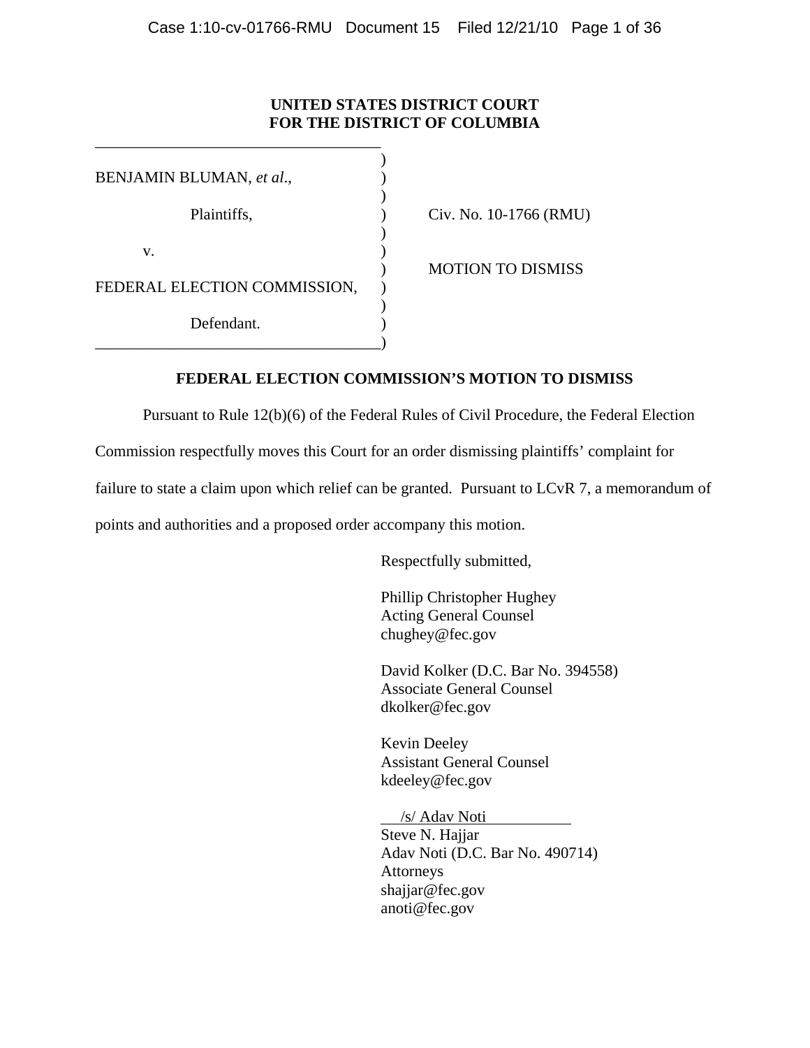**UNITED STATES DISTRICT COURT**
**FOR THE DISTRICT OF COLUMBIA**

| | | |
|---|---|---|
| BENJAMIN BLUMAN, *et al*., | ) | |
| Plaintiffs, | ) | Civ. No. 10-1766 (RMU) |
| v. | ) | |
| | ) | MOTION TO DISMISS |
| FEDERAL ELECTION COMMISSION, | ) | |
| Defendant. | ) | |

**FEDERAL ELECTION COMMISSION'S MOTION TO DISMISS**

Pursuant to Rule 12(b)(6) of the Federal Rules of Civil Procedure, the Federal Election Commission respectfully moves this Court for an order dismissing plaintiffs' complaint for failure to state a claim upon which relief can be granted. Pursuant to LCvR 7, a memorandum of points and authorities and a proposed order accompany this motion.

Respectfully submitted,

Phillip Christopher Hughey
Acting General Counsel
chughey@fec.gov

David Kolker (D.C. Bar No. 394558)
Associate General Counsel
dkolker@fec.gov

Kevin Deeley
Assistant General Counsel
kdeeley@fec.gov

/s/ Adav Noti
Steve N. Hajjar
Adav Noti (D.C. Bar No. 490714)
Attorneys
shajjar@fec.gov
anoti@fec.gov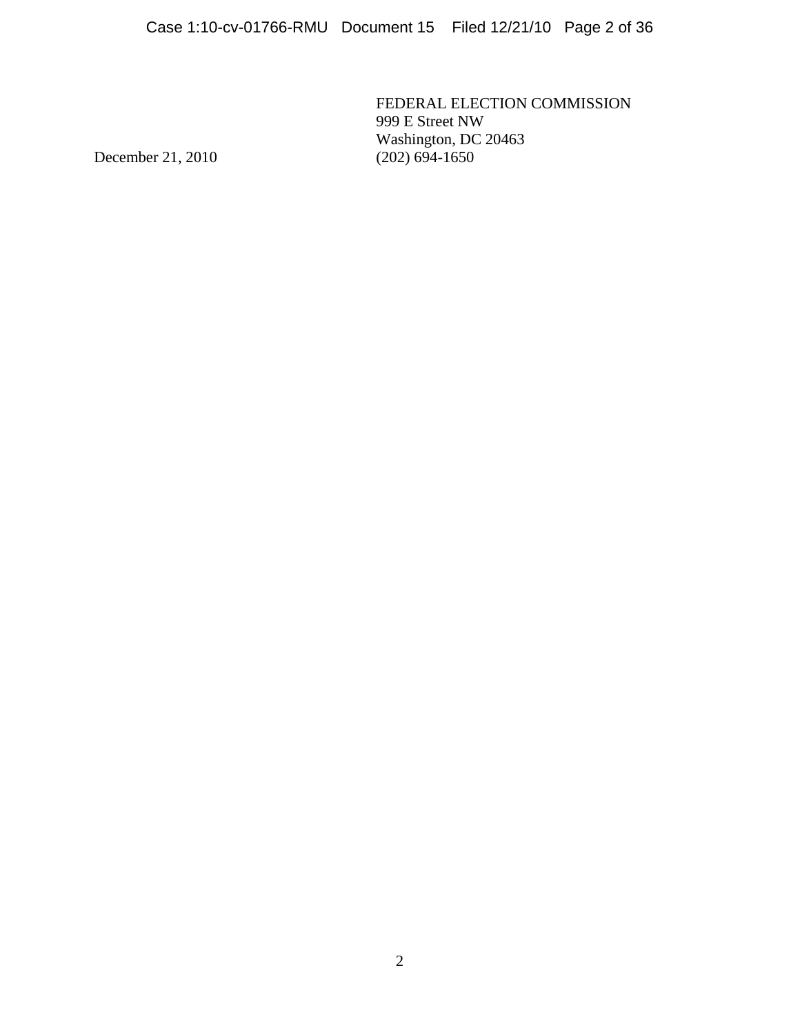FEDERAL ELECTION COMMISSION
999 E Street NW
Washington, DC 20463
(202) 694-1650

December 21, 2010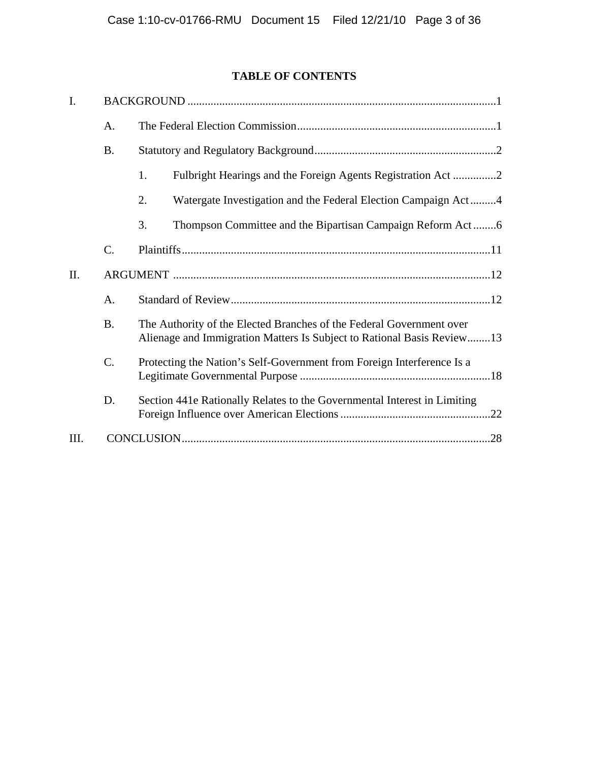## TABLE OF CONTENTS

I. BACKGROUND ..........................................................................................................1

- A. The Federal Election Commission....................................................................1
- B. Statutory and Regulatory Background..............................................................2
  - 1. Fulbright Hearings and the Foreign Agents Registration Act ...............2
  - 2. Watergate Investigation and the Federal Election Campaign Act.........4
  - 3. Thompson Committee and the Bipartisan Campaign Reform Act........6
- C. Plaintiffs..........................................................................................................11

II. ARGUMENT .............................................................................................................12

- A. Standard of Review..........................................................................................12
- B. The Authority of the Elected Branches of the Federal Government over Alienage and Immigration Matters Is Subject to Rational Basis Review........13
- C. Protecting the Nation's Self-Government from Foreign Interference Is a Legitimate Governmental Purpose ..................................................................18
- D. Section 441e Rationally Relates to the Governmental Interest in Limiting Foreign Influence over American Elections ....................................................22

III. CONCLUSION..........................................................................................................28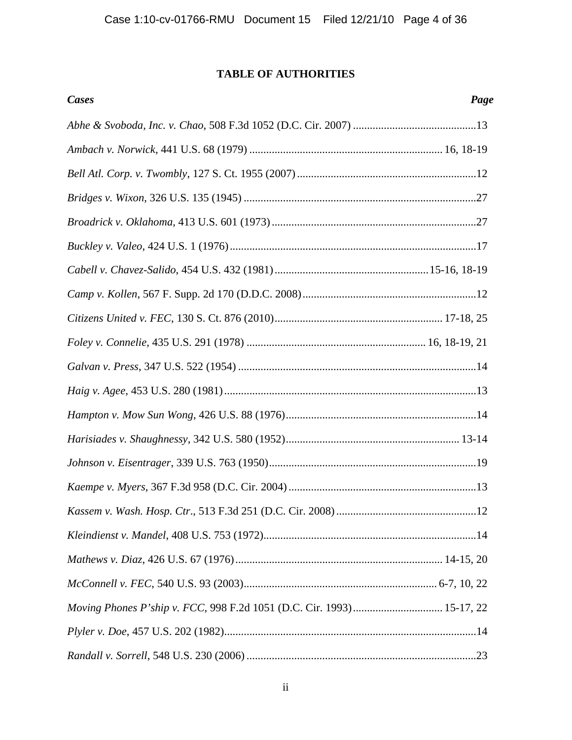**TABLE OF AUTHORITIES**

| ***Cases*** | ***Page*** |
|---|---|
| *Abhe & Svoboda, Inc. v. Chao*, 508 F.3d 1052 (D.C. Cir. 2007) | 13 |
| *Ambach v. Norwick*, 441 U.S. 68 (1979) | 16, 18-19 |
| *Bell Atl. Corp. v. Twombly*, 127 S. Ct. 1955 (2007) | 12 |
| *Bridges v. Wixon*, 326 U.S. 135 (1945) | 27 |
| *Broadrick v. Oklahoma*, 413 U.S. 601 (1973) | 27 |
| *Buckley v. Valeo*, 424 U.S. 1 (1976) | 17 |
| *Cabell v. Chavez-Salido*, 454 U.S. 432 (1981) | 15-16, 18-19 |
| *Camp v. Kollen*, 567 F. Supp. 2d 170 (D.D.C. 2008) | 12 |
| *Citizens United v. FEC*, 130 S. Ct. 876 (2010) | 17-18, 25 |
| *Foley v. Connelie*, 435 U.S. 291 (1978) | 16, 18-19, 21 |
| *Galvan v. Press*, 347 U.S. 522 (1954) | 14 |
| *Haig v. Agee*, 453 U.S. 280 (1981) | 13 |
| *Hampton v. Mow Sun Wong*, 426 U.S. 88 (1976) | 14 |
| *Harisiades v. Shaughnessy*, 342 U.S. 580 (1952) | 13-14 |
| *Johnson v. Eisentrager*, 339 U.S. 763 (1950) | 19 |
| *Kaempe v. Myers*, 367 F.3d 958 (D.C. Cir. 2004) | 13 |
| *Kassem v. Wash. Hosp. Ctr*., 513 F.3d 251 (D.C. Cir. 2008) | 12 |
| *Kleindienst v. Mandel*, 408 U.S. 753 (1972) | 14 |
| *Mathews v. Diaz*, 426 U.S. 67 (1976) | 14-15, 20 |
| *McConnell v. FEC*, 540 U.S. 93 (2003) | 6-7, 10, 22 |
| *Moving Phones P'ship v. FCC*, 998 F.2d 1051 (D.C. Cir. 1993) | 15-17, 22 |
| *Plyler v. Doe*, 457 U.S. 202 (1982) | 14 |
| *Randall v. Sorrell*, 548 U.S. 230 (2006) | 23 |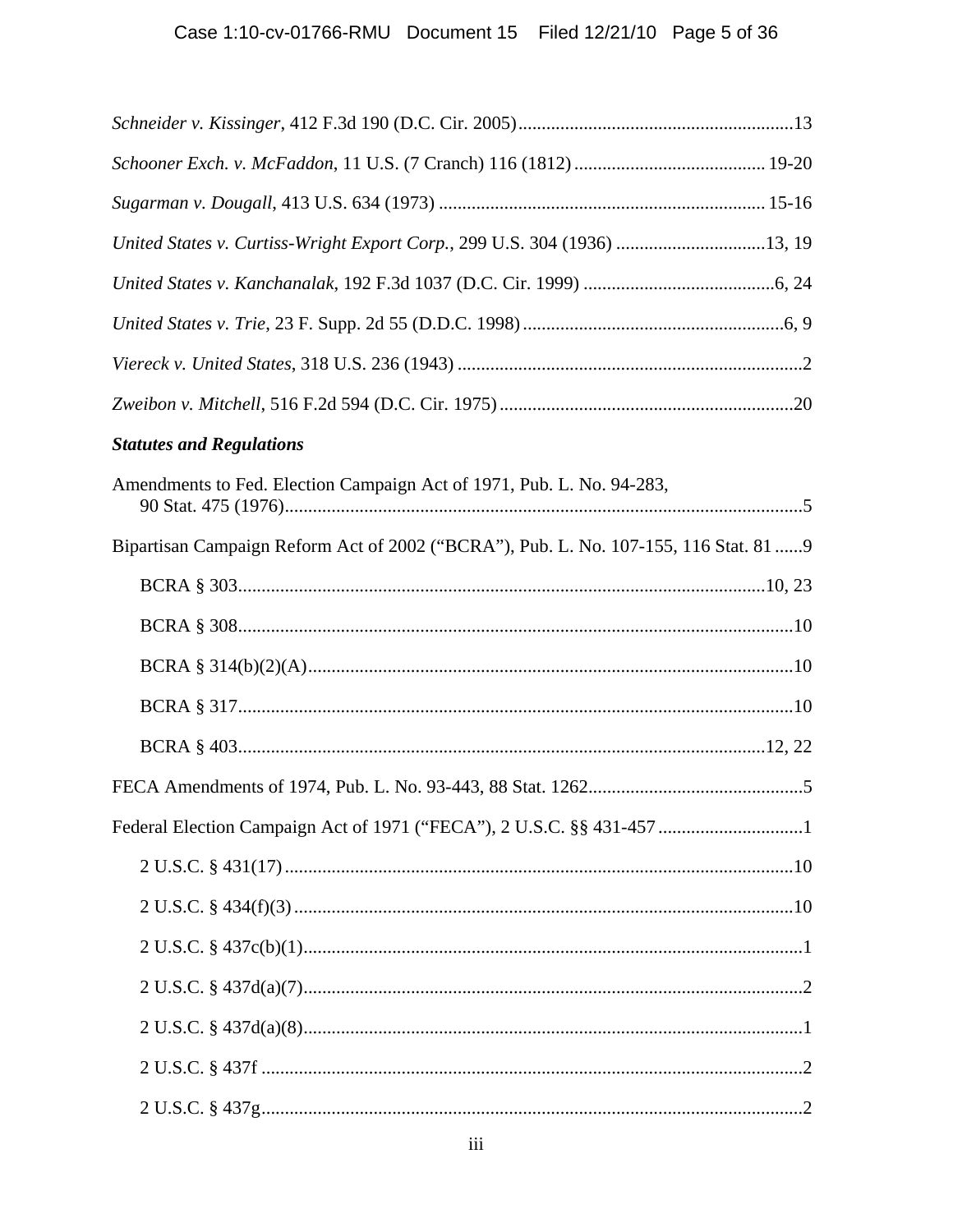*Schneider v. Kissinger*, 412 F.3d 190 (D.C. Cir. 2005) ........................................................... 13

*Schooner Exch. v. McFadden*, 11 U.S. (7 Cranch) 116 (1812) ......................................... 19-20

*Sugarman v. Dougall*, 413 U.S. 634 (1973) ...................................................................... 15-16

*United States v. Curtiss-Wright Export Corp.*, 299 U.S. 304 (1936) ................................ 13, 19

*United States v. Kanchanalak*, 192 F.3d 1037 (D.C. Cir. 1999) ......................................... 6, 24

*United States v. Trie*, 23 F. Supp. 2d 55 (D.D.C. 1998) ........................................................ 6, 9

*Viereck v. United States*, 318 U.S. 236 (1943) ........................................................................... 2

*Zweibon v. Mitchell*, 516 F.2d 594 (D.C. Cir. 1975) ............................................................... 20

***Statutes and Regulations***

Amendments to Fed. Election Campaign Act of 1971, Pub. L. No. 94-283,
90 Stat. 475 (1976) ............................................................................................................... 5

Bipartisan Campaign Reform Act of 2002 ("BCRA"), Pub. L. No. 107-155, 116 Stat. 81 ...... 9

BCRA § 303 ................................................................................................................ 10, 23

BCRA § 308 ...................................................................................................................... 10

BCRA § 314(b)(2)(A) ........................................................................................................ 10

BCRA § 317 ...................................................................................................................... 10

BCRA § 403 ................................................................................................................ 12, 22

FECA Amendments of 1974, Pub. L. No. 93-443, 88 Stat. 1262 .............................................. 5

Federal Election Campaign Act of 1971 ("FECA"), 2 U.S.C. §§ 431-457 ............................... 1

2 U.S.C. § 431(17) ............................................................................................................. 10

2 U.S.C. § 434(f)(3) ........................................................................................................... 10

2 U.S.C. § 437c(b)(1) ........................................................................................................... 1

2 U.S.C. § 437d(a)(7) ........................................................................................................... 2

2 U.S.C. § 437d(a)(8) ........................................................................................................... 1

2 U.S.C. § 437f .................................................................................................................... 2

2 U.S.C. § 437g .................................................................................................................... 2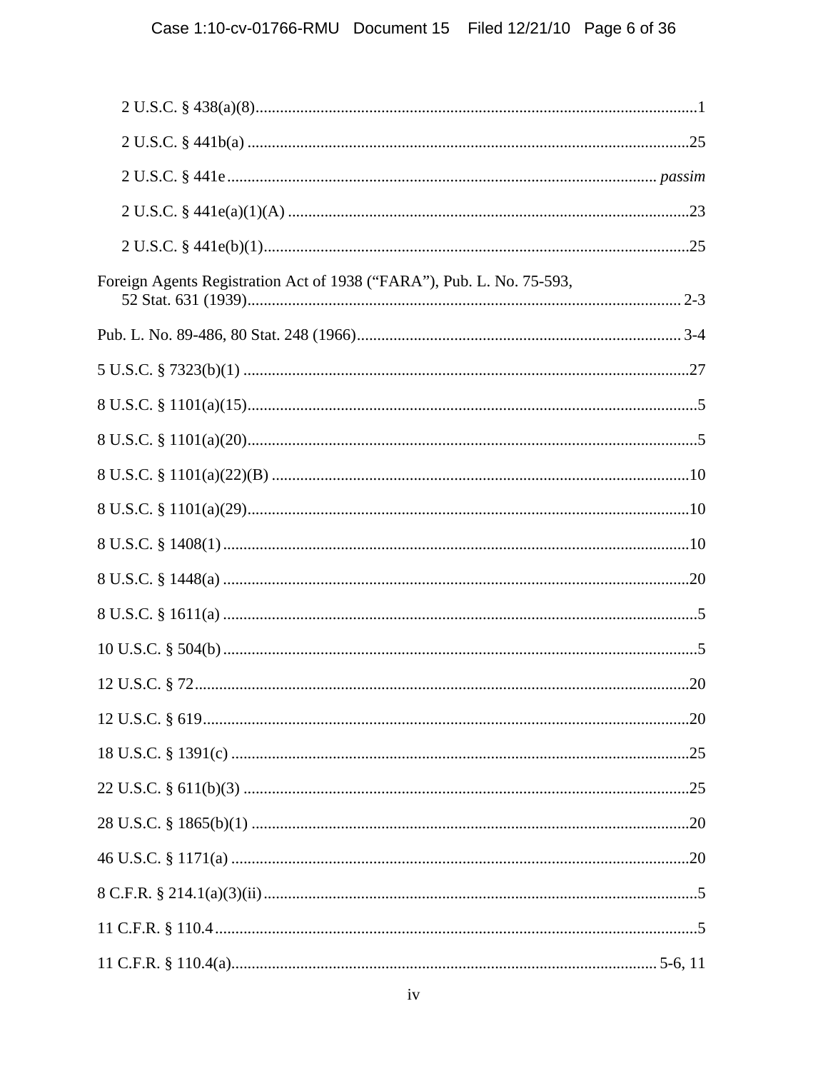2 U.S.C. § 438(a)(8) ........................................................................................................... 1

2 U.S.C. § 441b(a) ............................................................................................................ 25

2 U.S.C. § 441e ........................................................................................................ *passim*

2 U.S.C. § 441e(a)(1)(A) ................................................................................................. 23

2 U.S.C. § 441e(b)(1) ....................................................................................................... 25

Foreign Agents Registration Act of 1938 ("FARA"), Pub. L. No. 75-593, 52 Stat. 631 (1939) ........................................................................................................ 2-3

Pub. L. No. 89-486, 80 Stat. 248 (1966) .............................................................................. 3-4

5 U.S.C. § 7323(b)(1) ........................................................................................................... 27

8 U.S.C. § 1101(a)(15) ............................................................................................................ 5

8 U.S.C. § 1101(a)(20) ............................................................................................................ 5

8 U.S.C. § 1101(a)(22)(B) ..................................................................................................... 10

8 U.S.C. § 1101(a)(29) .......................................................................................................... 10

8 U.S.C. § 1408(1) ................................................................................................................. 10

8 U.S.C. § 1448(a) ................................................................................................................. 20

8 U.S.C. § 1611(a) ................................................................................................................... 5

10 U.S.C. § 504(b) ................................................................................................................... 5

12 U.S.C. § 72 ........................................................................................................................ 20

12 U.S.C. § 619 ...................................................................................................................... 20

18 U.S.C. § 1391(c) ............................................................................................................... 25

22 U.S.C. § 611(b)(3) ............................................................................................................ 25

28 U.S.C. § 1865(b)(1) .......................................................................................................... 20

46 U.S.C. § 1171(a) ............................................................................................................... 20

8 C.F.R. § 214.1(a)(3)(ii) ......................................................................................................... 5

11 C.F.R. § 110.4 ..................................................................................................................... 5

11 C.F.R. § 110.4(a) ......................................................................................................... 5-6, 11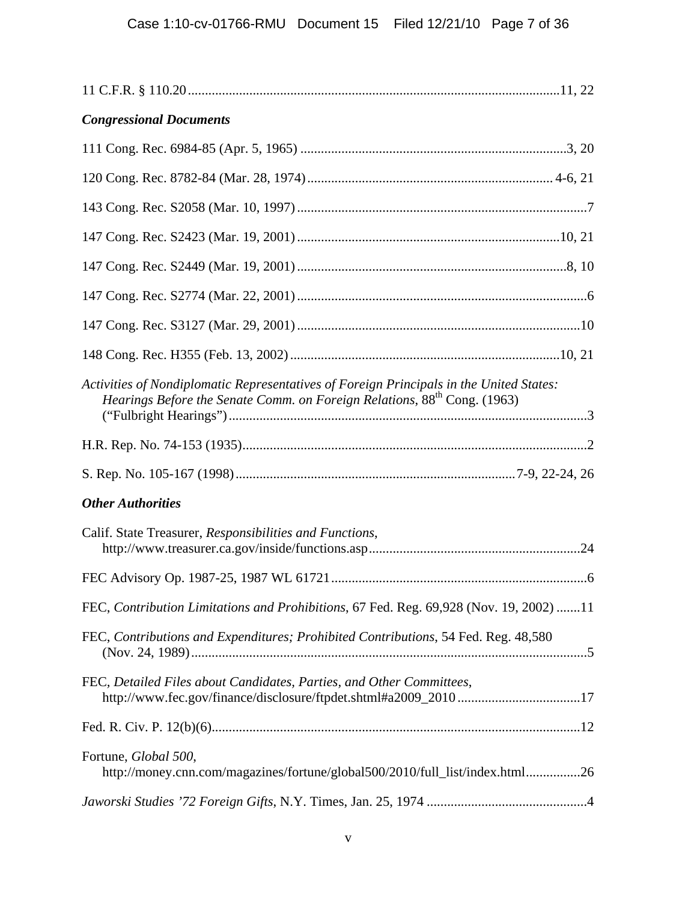11 C.F.R. § 110.20 ........................................................................................................11, 22

### *Congressional Documents*

111 Cong. Rec. 6984-85 (Apr. 5, 1965) ..........................................................................3, 20

120 Cong. Rec. 8782-84 (Mar. 28, 1974) .................................................................... 4-6, 21

143 Cong. Rec. S2058 (Mar. 10, 1997) ..................................................................................7

147 Cong. Rec. S2423 (Mar. 19, 2001) ..........................................................................10, 21

147 Cong. Rec. S2449 (Mar. 19, 2001) ............................................................................8, 10

147 Cong. Rec. S2774 (Mar. 22, 2001) ..................................................................................6

147 Cong. Rec. S3127 (Mar. 29, 2001) ................................................................................10

148 Cong. Rec. H355 (Feb. 13, 2002) ............................................................................10, 21

*Activities of Nondiplomatic Representatives of Foreign Principals in the United States: Hearings Before the Senate Comm. on Foreign Relations*, 88th Cong. (1963) ("Fulbright Hearings") ......................................................................................................3

H.R. Rep. No. 74-153 (1935) ..................................................................................................2

S. Rep. No. 105-167 (1998) ...............................................................................7-9, 22-24, 26

### *Other Authorities*

Calif. State Treasurer, *Responsibilities and Functions*, http://www.treasurer.ca.gov/inside/functions.asp ...........................................................24

FEC Advisory Op. 1987-25, 1987 WL 61721 ........................................................................6

FEC, *Contribution Limitations and Prohibitions*, 67 Fed. Reg. 69,928 (Nov. 19, 2002) .......11

FEC, *Contributions and Expenditures; Prohibited Contributions*, 54 Fed. Reg. 48,580 (Nov. 24, 1989) .................................................................................................................5

FEC, *Detailed Files about Candidates, Parties, and Other Committees*, http://www.fec.gov/finance/disclosure/ftpdet.shtml#a2009_2010 ....................................17

Fed. R. Civ. P. 12(b)(6)..........................................................................................................12

Fortune, *Global 500*, http://money.cnn.com/magazines/fortune/global500/2010/full_list/index.html ................26

*Jaworski Studies '72 Foreign Gifts*, N.Y. Times, Jan. 25, 1974 ..............................................4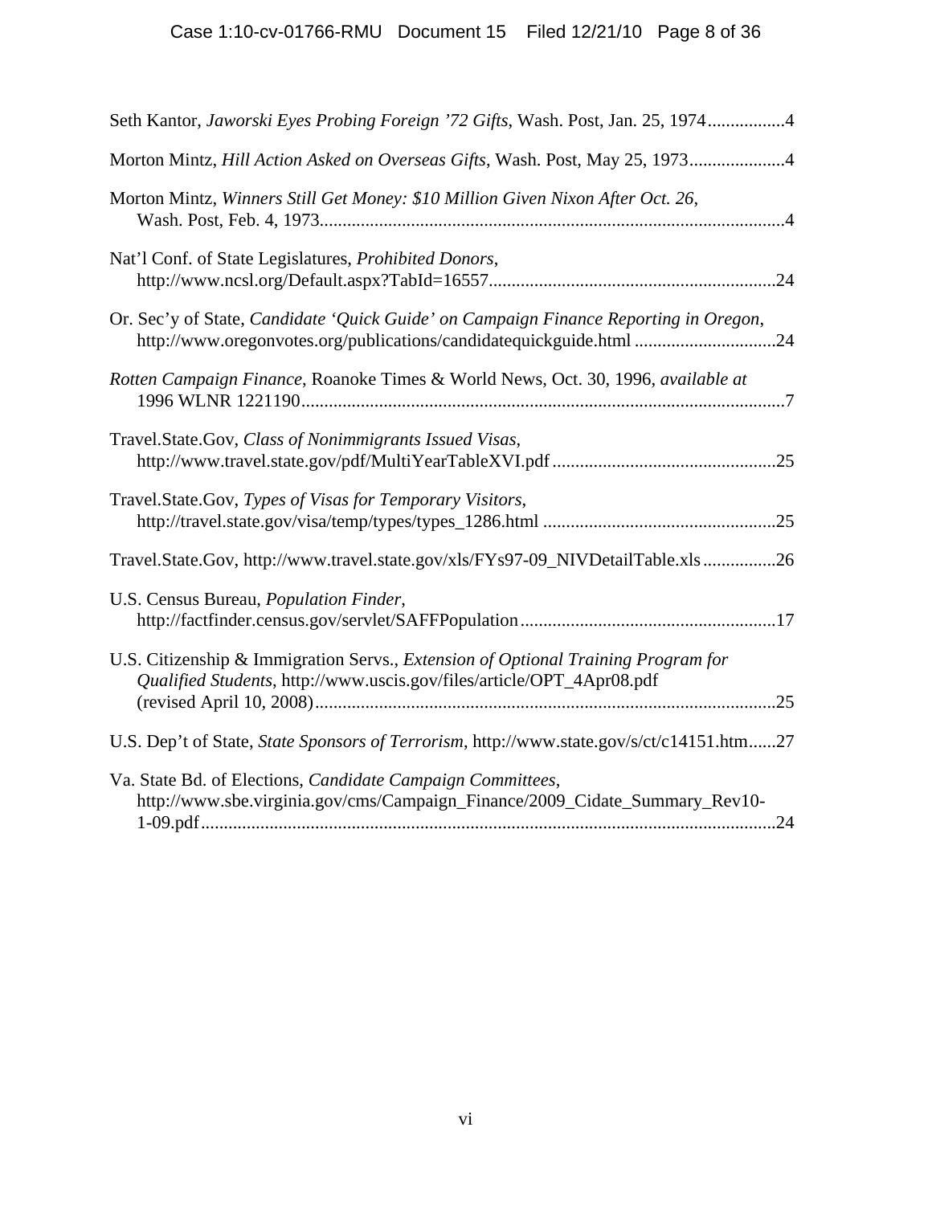Seth Kantor, *Jaworski Eyes Probing Foreign '72 Gifts*, Wash. Post, Jan. 25, 1974.................4

Morton Mintz, *Hill Action Asked on Overseas Gifts*, Wash. Post, May 25, 1973.....................4

Morton Mintz, *Winners Still Get Money: $10 Million Given Nixon After Oct. 26*, Wash. Post, Feb. 4, 1973......................................................................................................4

Nat'l Conf. of State Legislatures, *Prohibited Donors*, http://www.ncsl.org/Default.aspx?TabId=16557...............................................................24

Or. Sec'y of State, *Candidate 'Quick Guide' on Campaign Finance Reporting in Oregon*, http://www.oregonvotes.org/publications/candidatequickguide.html ...............................24

*Rotten Campaign Finance*, Roanoke Times & World News, Oct. 30, 1996, *available at* 1996 WLNR 1221190..........................................................................................................7

Travel.State.Gov, *Class of Nonimmigrants Issued Visas*, http://www.travel.state.gov/pdf/MultiYearTableXVI.pdf .................................................25

Travel.State.Gov, *Types of Visas for Temporary Visitors*, http://travel.state.gov/visa/temp/types/types_1286.html ...................................................25

Travel.State.Gov, http://www.travel.state.gov/xls/FYs97-09_NIVDetailTable.xls................26

U.S. Census Bureau, *Population Finder*, http://factfinder.census.gov/servlet/SAFFPopulation........................................................17

U.S. Citizenship & Immigration Servs., *Extension of Optional Training Program for Qualified Students*, http://www.uscis.gov/files/article/OPT_4Apr08.pdf (revised April 10, 2008).....................................................................................................25

U.S. Dep't of State, *State Sponsors of Terrorism*, http://www.state.gov/s/ct/c14151.htm......27

Va. State Bd. of Elections, *Candidate Campaign Committees*, http://www.sbe.virginia.gov/cms/Campaign_Finance/2009_Cidate_Summary_Rev10-1-09.pdf.............................................................................................................................24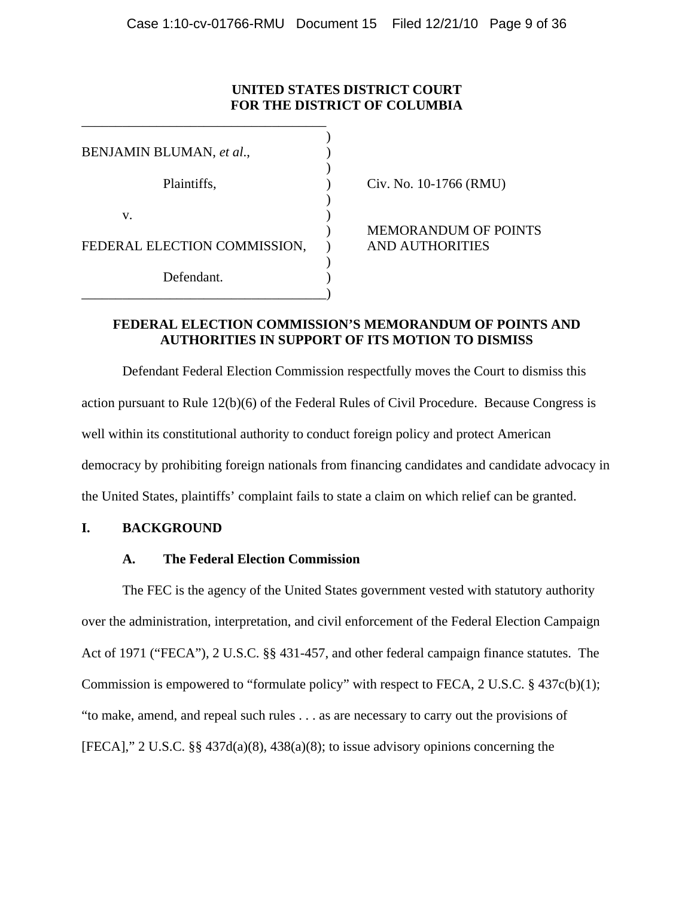**UNITED STATES DISTRICT COURT**
**FOR THE DISTRICT OF COLUMBIA**

BENJAMIN BLUMAN, *et al*.,

Plaintiffs,

v.

FEDERAL ELECTION COMMISSION,

Defendant.

Civ. No. 10-1766 (RMU)

MEMORANDUM OF POINTS AND AUTHORITIES

## FEDERAL ELECTION COMMISSION'S MEMORANDUM OF POINTS AND AUTHORITIES IN SUPPORT OF ITS MOTION TO DISMISS

Defendant Federal Election Commission respectfully moves the Court to dismiss this action pursuant to Rule 12(b)(6) of the Federal Rules of Civil Procedure. Because Congress is well within its constitutional authority to conduct foreign policy and protect American democracy by prohibiting foreign nationals from financing candidates and candidate advocacy in the United States, plaintiffs' complaint fails to state a claim on which relief can be granted.

## I. BACKGROUND

### A. The Federal Election Commission

The FEC is the agency of the United States government vested with statutory authority over the administration, interpretation, and civil enforcement of the Federal Election Campaign Act of 1971 ("FECA"), 2 U.S.C. §§ 431-457, and other federal campaign finance statutes. The Commission is empowered to "formulate policy" with respect to FECA, 2 U.S.C. § 437c(b)(1); "to make, amend, and repeal such rules . . . as are necessary to carry out the provisions of [FECA]," 2 U.S.C. §§ 437d(a)(8), 438(a)(8); to issue advisory opinions concerning the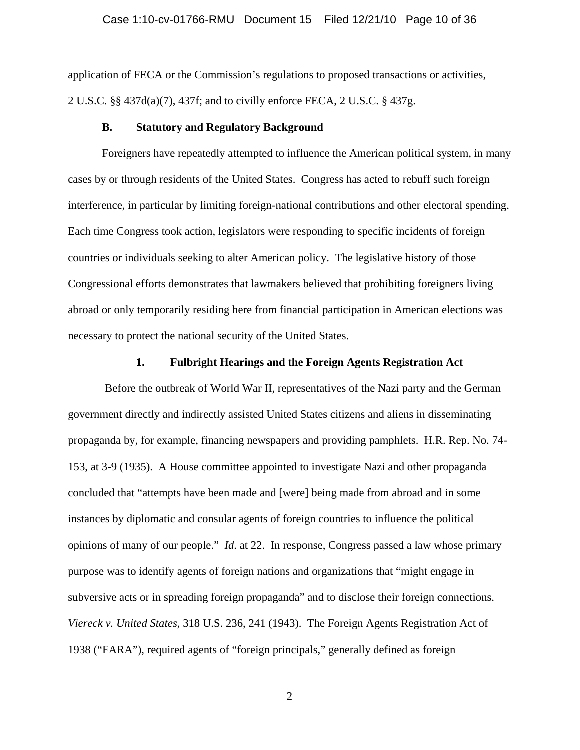application of FECA or the Commission's regulations to proposed transactions or activities, 2 U.S.C. §§ 437d(a)(7), 437f; and to civilly enforce FECA, 2 U.S.C. § 437g.

### B. Statutory and Regulatory Background

Foreigners have repeatedly attempted to influence the American political system, in many cases by or through residents of the United States. Congress has acted to rebuff such foreign interference, in particular by limiting foreign-national contributions and other electoral spending. Each time Congress took action, legislators were responding to specific incidents of foreign countries or individuals seeking to alter American policy. The legislative history of those Congressional efforts demonstrates that lawmakers believed that prohibiting foreigners living abroad or only temporarily residing here from financial participation in American elections was necessary to protect the national security of the United States.

#### 1. Fulbright Hearings and the Foreign Agents Registration Act

Before the outbreak of World War II, representatives of the Nazi party and the German government directly and indirectly assisted United States citizens and aliens in disseminating propaganda by, for example, financing newspapers and providing pamphlets. H.R. Rep. No. 74-153, at 3-9 (1935). A House committee appointed to investigate Nazi and other propaganda concluded that "attempts have been made and [were] being made from abroad and in some instances by diplomatic and consular agents of foreign countries to influence the political opinions of many of our people." *Id*. at 22. In response, Congress passed a law whose primary purpose was to identify agents of foreign nations and organizations that "might engage in subversive acts or in spreading foreign propaganda" and to disclose their foreign connections. *Viereck v. United States*, 318 U.S. 236, 241 (1943). The Foreign Agents Registration Act of 1938 ("FARA"), required agents of "foreign principals," generally defined as foreign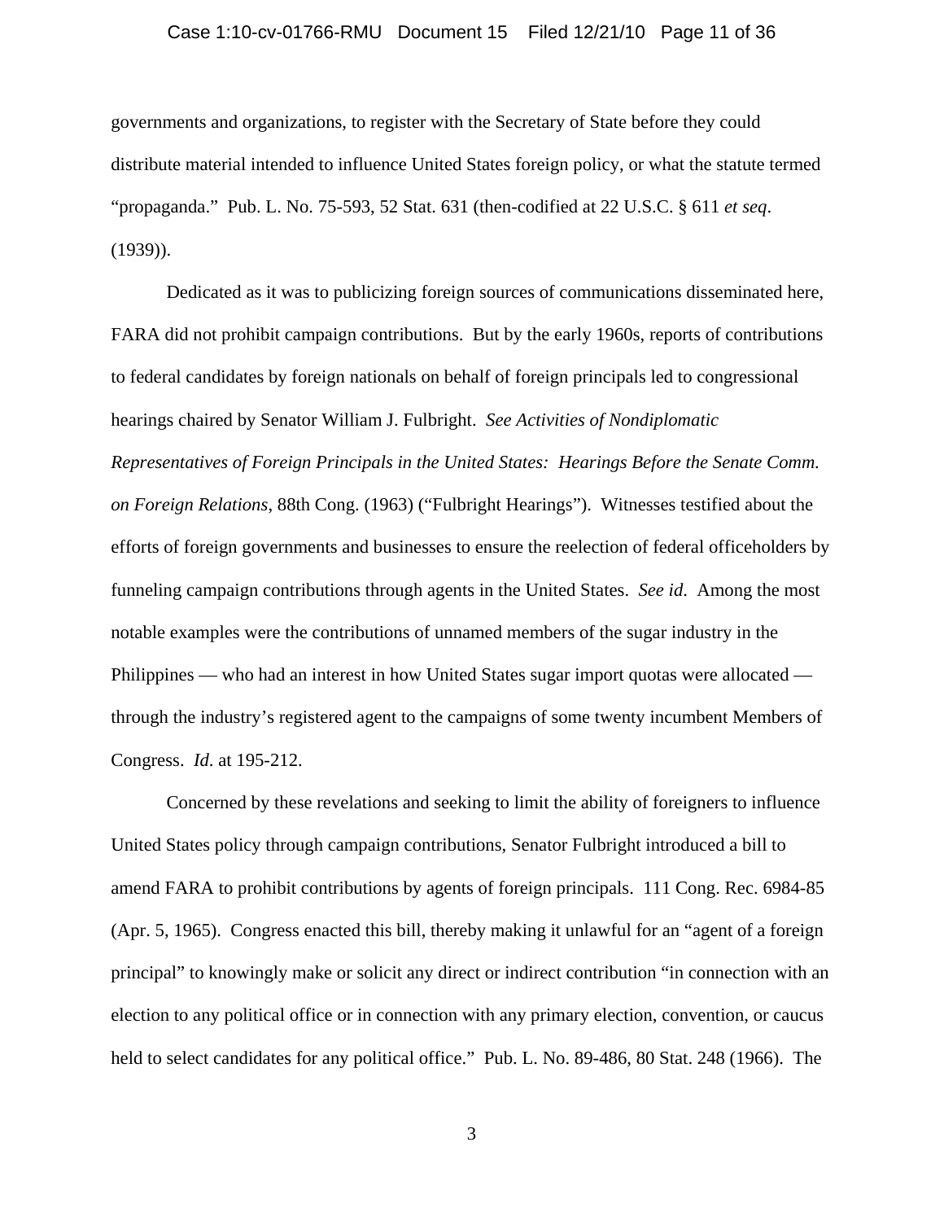governments and organizations, to register with the Secretary of State before they could distribute material intended to influence United States foreign policy, or what the statute termed "propaganda." Pub. L. No. 75-593, 52 Stat. 631 (then-codified at 22 U.S.C. § 611 *et seq*. (1939)).

Dedicated as it was to publicizing foreign sources of communications disseminated here, FARA did not prohibit campaign contributions. But by the early 1960s, reports of contributions to federal candidates by foreign nationals on behalf of foreign principals led to congressional hearings chaired by Senator William J. Fulbright. *See Activities of Nondiplomatic Representatives of Foreign Principals in the United States: Hearings Before the Senate Comm. on Foreign Relations*, 88th Cong. (1963) ("Fulbright Hearings"). Witnesses testified about the efforts of foreign governments and businesses to ensure the reelection of federal officeholders by funneling campaign contributions through agents in the United States. *See id*. Among the most notable examples were the contributions of unnamed members of the sugar industry in the Philippines — who had an interest in how United States sugar import quotas were allocated — through the industry's registered agent to the campaigns of some twenty incumbent Members of Congress. *Id*. at 195-212.

Concerned by these revelations and seeking to limit the ability of foreigners to influence United States policy through campaign contributions, Senator Fulbright introduced a bill to amend FARA to prohibit contributions by agents of foreign principals. 111 Cong. Rec. 6984-85 (Apr. 5, 1965). Congress enacted this bill, thereby making it unlawful for an "agent of a foreign principal" to knowingly make or solicit any direct or indirect contribution "in connection with an election to any political office or in connection with any primary election, convention, or caucus held to select candidates for any political office." Pub. L. No. 89-486, 80 Stat. 248 (1966). The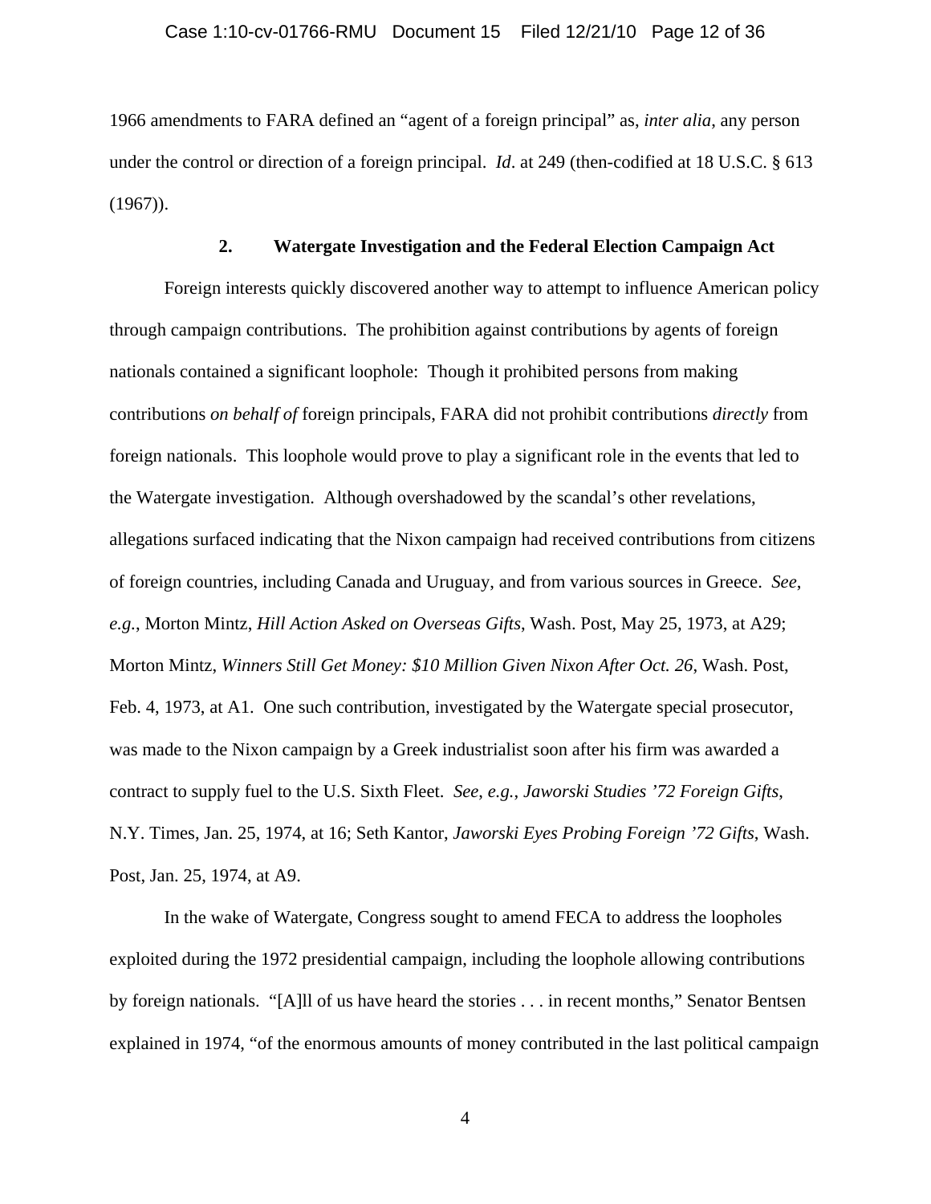1966 amendments to FARA defined an "agent of a foreign principal" as, *inter alia*, any person under the control or direction of a foreign principal. *Id*. at 249 (then-codified at 18 U.S.C. § 613 (1967)).

### 2. Watergate Investigation and the Federal Election Campaign Act

Foreign interests quickly discovered another way to attempt to influence American policy through campaign contributions. The prohibition against contributions by agents of foreign nationals contained a significant loophole: Though it prohibited persons from making contributions *on behalf of* foreign principals, FARA did not prohibit contributions *directly* from foreign nationals. This loophole would prove to play a significant role in the events that led to the Watergate investigation. Although overshadowed by the scandal's other revelations, allegations surfaced indicating that the Nixon campaign had received contributions from citizens of foreign countries, including Canada and Uruguay, and from various sources in Greece. *See, e.g.*, Morton Mintz, *Hill Action Asked on Overseas Gifts*, Wash. Post, May 25, 1973, at A29; Morton Mintz, *Winners Still Get Money: $10 Million Given Nixon After Oct. 26*, Wash. Post, Feb. 4, 1973, at A1. One such contribution, investigated by the Watergate special prosecutor, was made to the Nixon campaign by a Greek industrialist soon after his firm was awarded a contract to supply fuel to the U.S. Sixth Fleet. *See, e.g.*, *Jaworski Studies '72 Foreign Gifts*, N.Y. Times, Jan. 25, 1974, at 16; Seth Kantor, *Jaworski Eyes Probing Foreign '72 Gifts*, Wash. Post, Jan. 25, 1974, at A9.

In the wake of Watergate, Congress sought to amend FECA to address the loopholes exploited during the 1972 presidential campaign, including the loophole allowing contributions by foreign nationals. "[A]ll of us have heard the stories . . . in recent months," Senator Bentsen explained in 1974, "of the enormous amounts of money contributed in the last political campaign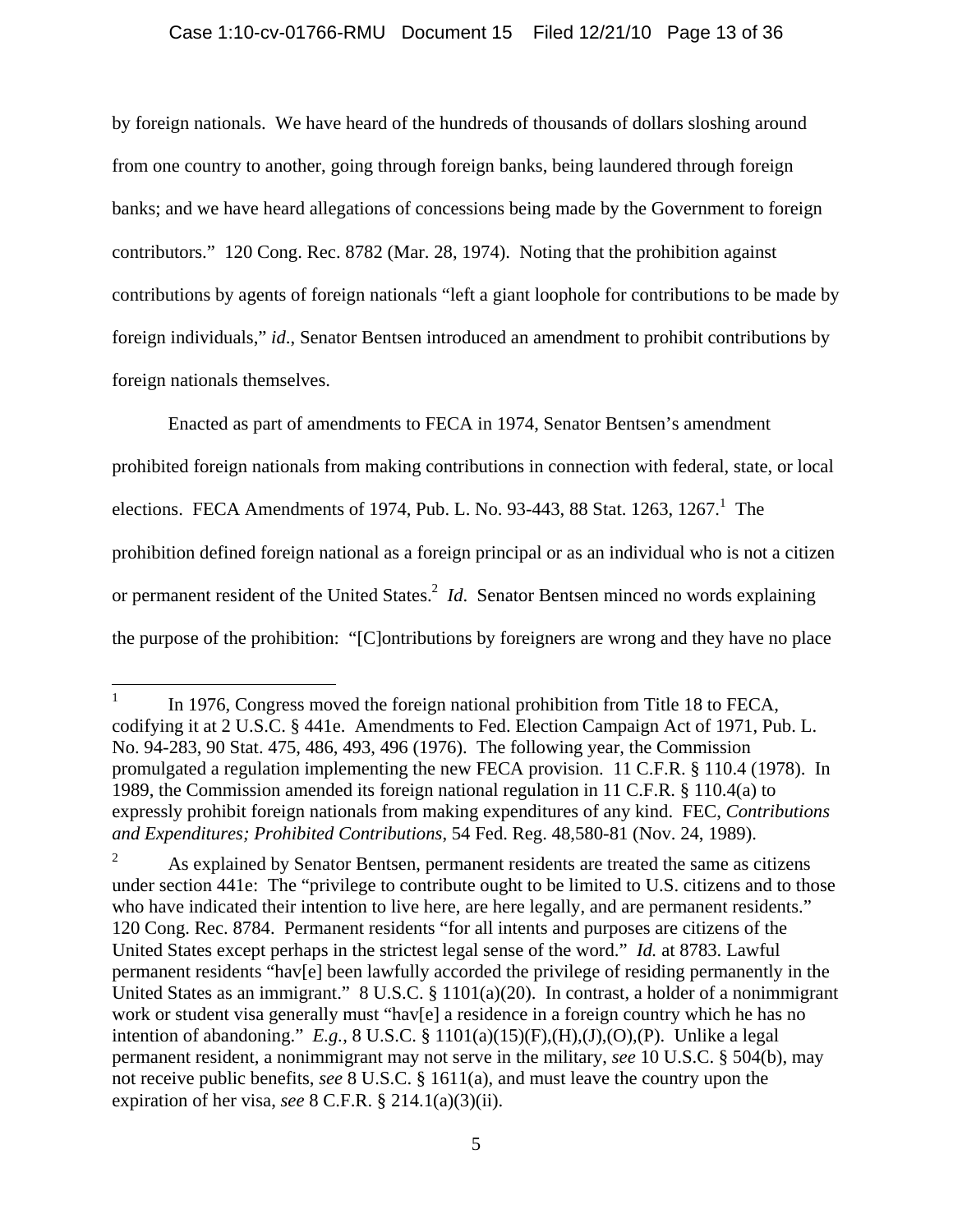by foreign nationals. We have heard of the hundreds of thousands of dollars sloshing around from one country to another, going through foreign banks, being laundered through foreign banks; and we have heard allegations of concessions being made by the Government to foreign contributors." 120 Cong. Rec. 8782 (Mar. 28, 1974). Noting that the prohibition against contributions by agents of foreign nationals "left a giant loophole for contributions to be made by foreign individuals," *id.*, Senator Bentsen introduced an amendment to prohibit contributions by foreign nationals themselves.

Enacted as part of amendments to FECA in 1974, Senator Bentsen's amendment prohibited foreign nationals from making contributions in connection with federal, state, or local elections. FECA Amendments of 1974, Pub. L. No. 93-443, 88 Stat. 1263, 1267.[1] The prohibition defined foreign national as a foreign principal or as an individual who is not a citizen or permanent resident of the United States.[2] *Id.* Senator Bentsen minced no words explaining the purpose of the prohibition: "[C]ontributions by foreigners are wrong and they have no place

---

[1] In 1976, Congress moved the foreign national prohibition from Title 18 to FECA, codifying it at 2 U.S.C. § 441e. Amendments to Fed. Election Campaign Act of 1971, Pub. L. No. 94-283, 90 Stat. 475, 486, 493, 496 (1976). The following year, the Commission promulgated a regulation implementing the new FECA provision. 11 C.F.R. § 110.4 (1978). In 1989, the Commission amended its foreign national regulation in 11 C.F.R. § 110.4(a) to expressly prohibit foreign nationals from making expenditures of any kind. FEC, *Contributions and Expenditures; Prohibited Contributions*, 54 Fed. Reg. 48,580-81 (Nov. 24, 1989).

[2] As explained by Senator Bentsen, permanent residents are treated the same as citizens under section 441e: The "privilege to contribute ought to be limited to U.S. citizens and to those who have indicated their intention to live here, are here legally, and are permanent residents." 120 Cong. Rec. 8784. Permanent residents "for all intents and purposes are citizens of the United States except perhaps in the strictest legal sense of the word." *Id.* at 8783. Lawful permanent residents "hav[e] been lawfully accorded the privilege of residing permanently in the United States as an immigrant." 8 U.S.C. § 1101(a)(20). In contrast, a holder of a nonimmigrant work or student visa generally must "hav[e] a residence in a foreign country which he has no intention of abandoning." *E.g.*, 8 U.S.C. § 1101(a)(15)(F),(H),(J),(O),(P). Unlike a legal permanent resident, a nonimmigrant may not serve in the military, *see* 10 U.S.C. § 504(b), may not receive public benefits, *see* 8 U.S.C. § 1611(a), and must leave the country upon the expiration of her visa, *see* 8 C.F.R. § 214.1(a)(3)(ii).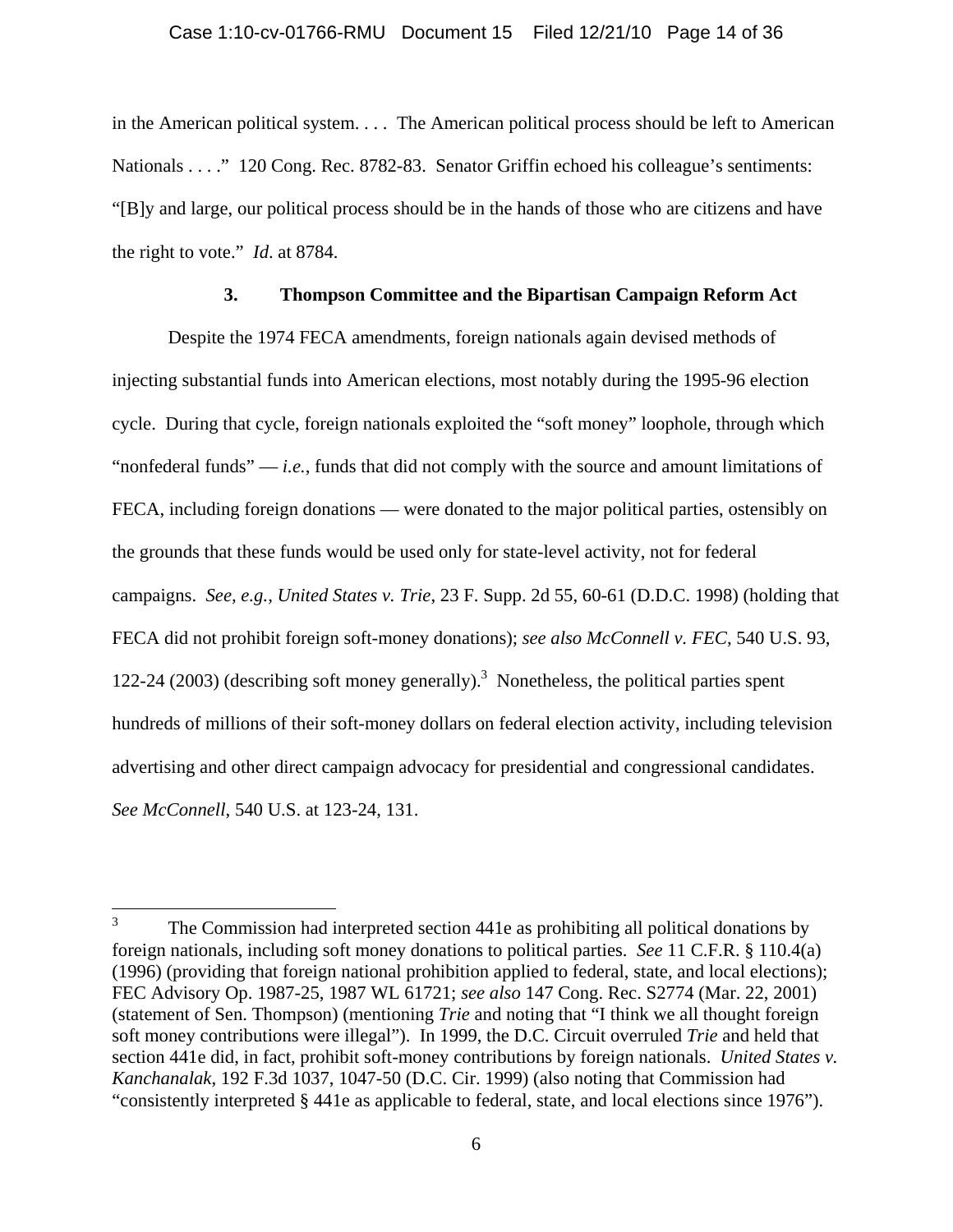in the American political system. . . . The American political process should be left to American Nationals . . . ." 120 Cong. Rec. 8782-83. Senator Griffin echoed his colleague's sentiments: "[B]y and large, our political process should be in the hands of those who are citizens and have the right to vote." *Id*. at 8784.

### 3. Thompson Committee and the Bipartisan Campaign Reform Act

Despite the 1974 FECA amendments, foreign nationals again devised methods of injecting substantial funds into American elections, most notably during the 1995-96 election cycle. During that cycle, foreign nationals exploited the "soft money" loophole, through which "nonfederal funds" — *i.e.*, funds that did not comply with the source and amount limitations of FECA, including foreign donations — were donated to the major political parties, ostensibly on the grounds that these funds would be used only for state-level activity, not for federal campaigns. *See, e.g., United States v. Trie*, 23 F. Supp. 2d 55, 60-61 (D.D.C. 1998) (holding that FECA did not prohibit foreign soft-money donations); *see also McConnell v. FEC*, 540 U.S. 93, 122-24 (2003) (describing soft money generally).[3] Nonetheless, the political parties spent hundreds of millions of their soft-money dollars on federal election activity, including television advertising and other direct campaign advocacy for presidential and congressional candidates. *See McConnell*, 540 U.S. at 123-24, 131.

---

[3] The Commission had interpreted section 441e as prohibiting all political donations by foreign nationals, including soft money donations to political parties. *See* 11 C.F.R. § 110.4(a) (1996) (providing that foreign national prohibition applied to federal, state, and local elections); FEC Advisory Op. 1987-25, 1987 WL 61721; *see also* 147 Cong. Rec. S2774 (Mar. 22, 2001) (statement of Sen. Thompson) (mentioning *Trie* and noting that "I think we all thought foreign soft money contributions were illegal"). In 1999, the D.C. Circuit overruled *Trie* and held that section 441e did, in fact, prohibit soft-money contributions by foreign nationals. *United States v. Kanchanalak*, 192 F.3d 1037, 1047-50 (D.C. Cir. 1999) (also noting that Commission had "consistently interpreted § 441e as applicable to federal, state, and local elections since 1976").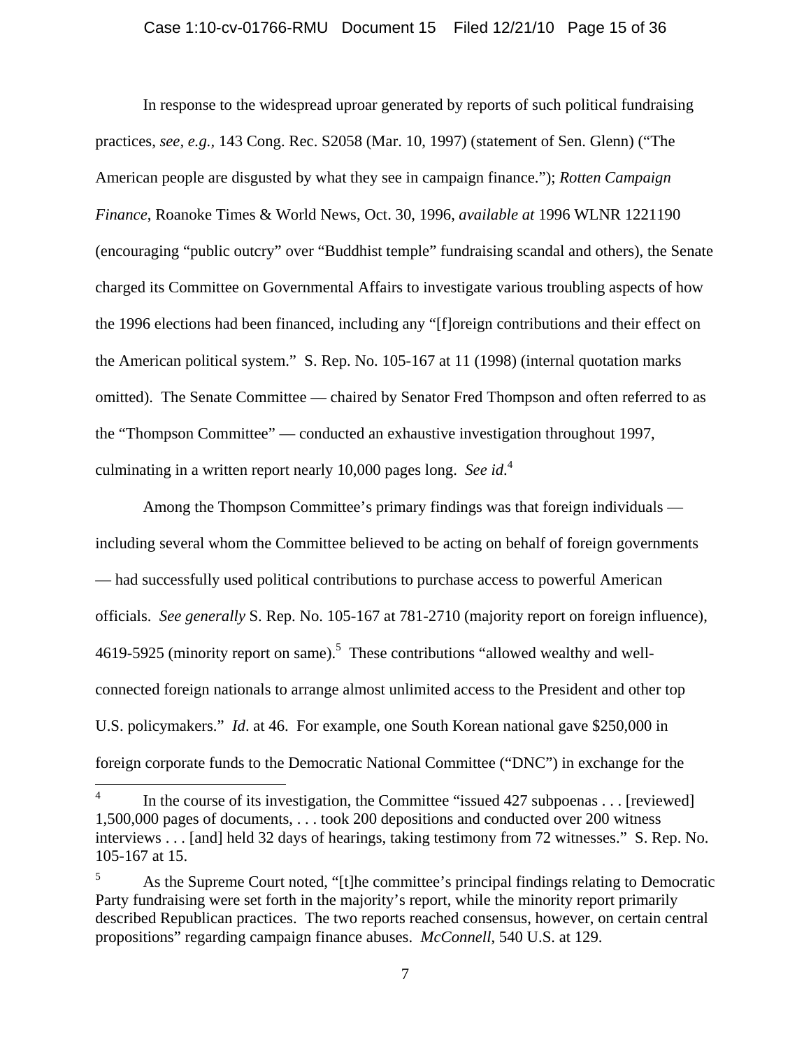In response to the widespread uproar generated by reports of such political fundraising practices, *see, e.g.*, 143 Cong. Rec. S2058 (Mar. 10, 1997) (statement of Sen. Glenn) ("The American people are disgusted by what they see in campaign finance."); *Rotten Campaign Finance*, Roanoke Times & World News, Oct. 30, 1996, *available at* 1996 WLNR 1221190 (encouraging "public outcry" over "Buddhist temple" fundraising scandal and others), the Senate charged its Committee on Governmental Affairs to investigate various troubling aspects of how the 1996 elections had been financed, including any "[f]oreign contributions and their effect on the American political system." S. Rep. No. 105-167 at 11 (1998) (internal quotation marks omitted). The Senate Committee — chaired by Senator Fred Thompson and often referred to as the "Thompson Committee" — conducted an exhaustive investigation throughout 1997, culminating in a written report nearly 10,000 pages long. *See id*.[4]

Among the Thompson Committee's primary findings was that foreign individuals — including several whom the Committee believed to be acting on behalf of foreign governments — had successfully used political contributions to purchase access to powerful American officials. *See generally* S. Rep. No. 105-167 at 781-2710 (majority report on foreign influence), 4619-5925 (minority report on same).[5] These contributions "allowed wealthy and well-connected foreign nationals to arrange almost unlimited access to the President and other top U.S. policymakers." *Id*. at 46. For example, one South Korean national gave $250,000 in foreign corporate funds to the Democratic National Committee ("DNC") in exchange for the

[4] In the course of its investigation, the Committee "issued 427 subpoenas . . . [reviewed] 1,500,000 pages of documents, . . . took 200 depositions and conducted over 200 witness interviews . . . [and] held 32 days of hearings, taking testimony from 72 witnesses." S. Rep. No. 105-167 at 15.

[5] As the Supreme Court noted, "[t]he committee's principal findings relating to Democratic Party fundraising were set forth in the majority's report, while the minority report primarily described Republican practices. The two reports reached consensus, however, on certain central propositions" regarding campaign finance abuses. *McConnell*, 540 U.S. at 129.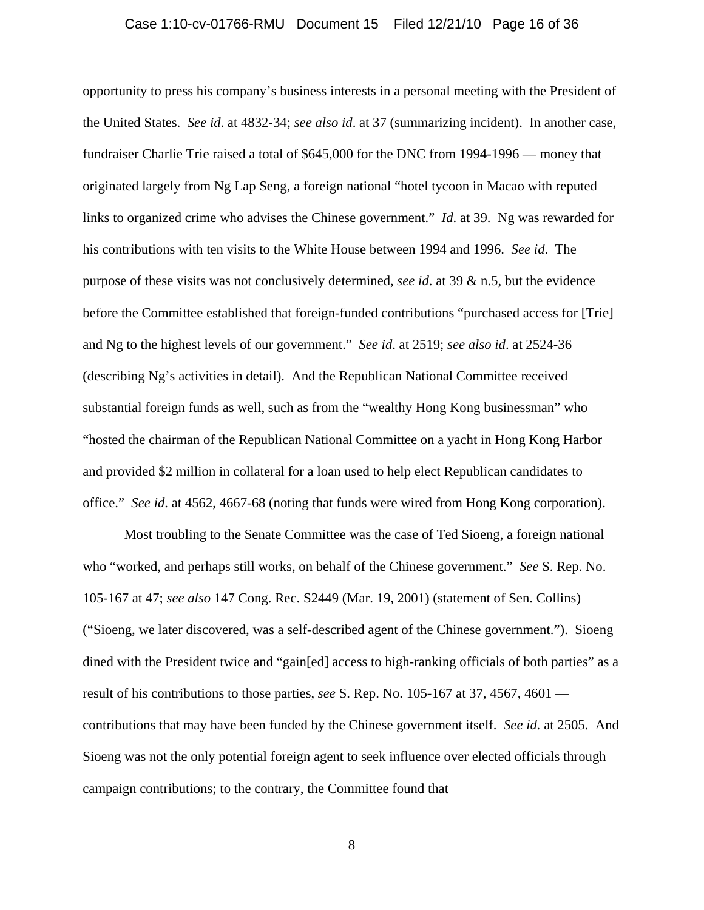opportunity to press his company's business interests in a personal meeting with the President of the United States. *See id*. at 4832-34; *see also id*. at 37 (summarizing incident). In another case, fundraiser Charlie Trie raised a total of $645,000 for the DNC from 1994-1996 — money that originated largely from Ng Lap Seng, a foreign national "hotel tycoon in Macao with reputed links to organized crime who advises the Chinese government." *Id*. at 39. Ng was rewarded for his contributions with ten visits to the White House between 1994 and 1996. *See id*. The purpose of these visits was not conclusively determined, *see id*. at 39 & n.5, but the evidence before the Committee established that foreign-funded contributions "purchased access for [Trie] and Ng to the highest levels of our government." *See id*. at 2519; *see also id*. at 2524-36 (describing Ng's activities in detail). And the Republican National Committee received substantial foreign funds as well, such as from the "wealthy Hong Kong businessman" who "hosted the chairman of the Republican National Committee on a yacht in Hong Kong Harbor and provided $2 million in collateral for a loan used to help elect Republican candidates to office." *See id*. at 4562, 4667-68 (noting that funds were wired from Hong Kong corporation).

Most troubling to the Senate Committee was the case of Ted Sioeng, a foreign national who "worked, and perhaps still works, on behalf of the Chinese government." *See* S. Rep. No. 105-167 at 47; *see also* 147 Cong. Rec. S2449 (Mar. 19, 2001) (statement of Sen. Collins) ("Sioeng, we later discovered, was a self-described agent of the Chinese government."). Sioeng dined with the President twice and "gain[ed] access to high-ranking officials of both parties" as a result of his contributions to those parties, *see* S. Rep. No. 105-167 at 37, 4567, 4601 — contributions that may have been funded by the Chinese government itself. *See id.* at 2505. And Sioeng was not the only potential foreign agent to seek influence over elected officials through campaign contributions; to the contrary, the Committee found that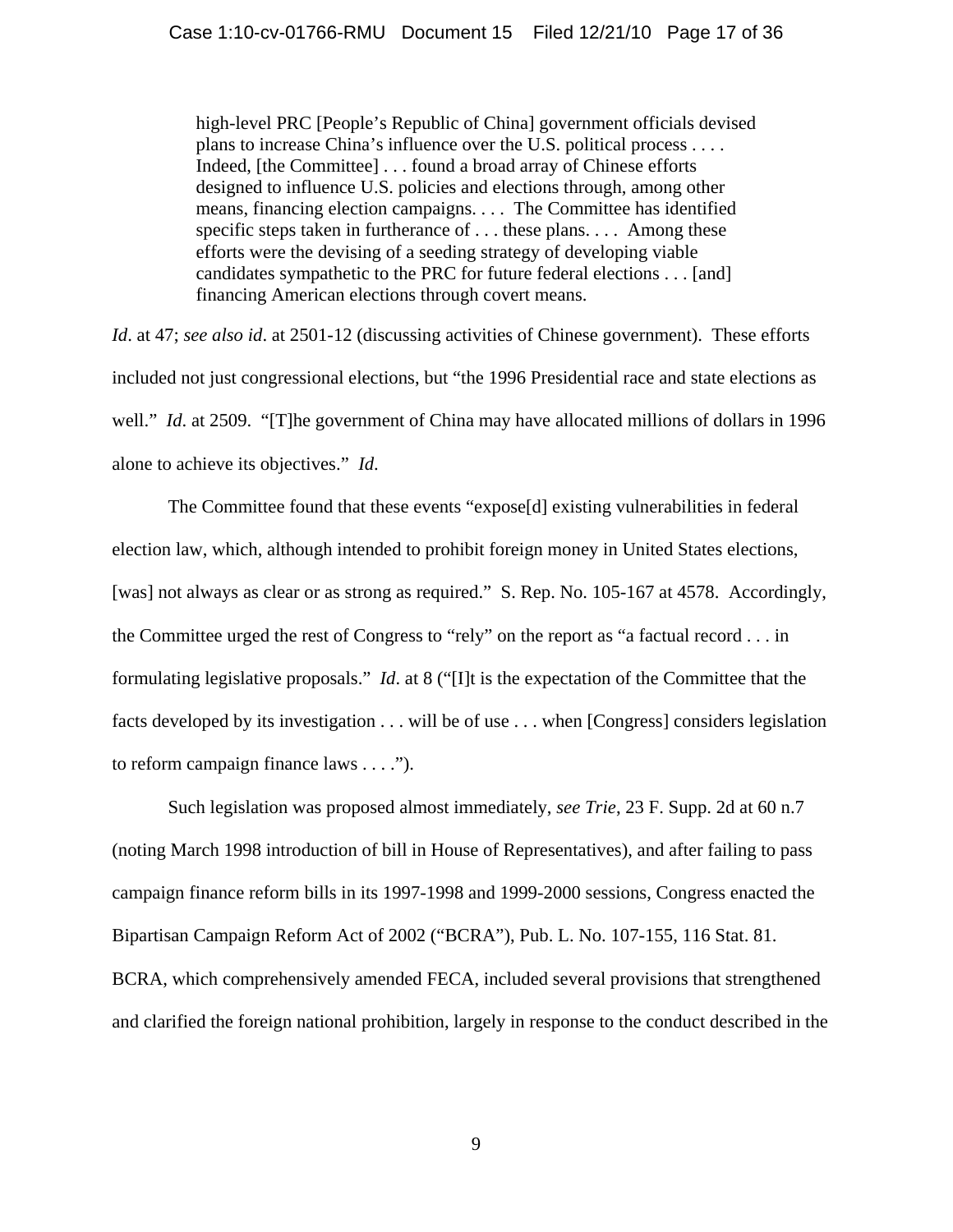> high-level PRC [People's Republic of China] government officials devised plans to increase China's influence over the U.S. political process . . . . Indeed, [the Committee] . . . found a broad array of Chinese efforts designed to influence U.S. policies and elections through, among other means, financing election campaigns. . . . The Committee has identified specific steps taken in furtherance of . . . these plans. . . . Among these efforts were the devising of a seeding strategy of developing viable candidates sympathetic to the PRC for future federal elections . . . [and] financing American elections through covert means.

*Id*. at 47; *see also id*. at 2501-12 (discussing activities of Chinese government). These efforts included not just congressional elections, but "the 1996 Presidential race and state elections as well." *Id*. at 2509. "[T]he government of China may have allocated millions of dollars in 1996 alone to achieve its objectives." *Id*.

The Committee found that these events "expose[d] existing vulnerabilities in federal election law, which, although intended to prohibit foreign money in United States elections, [was] not always as clear or as strong as required." S. Rep. No. 105-167 at 4578. Accordingly, the Committee urged the rest of Congress to "rely" on the report as "a factual record . . . in formulating legislative proposals." *Id*. at 8 ("[I]t is the expectation of the Committee that the facts developed by its investigation . . . will be of use . . . when [Congress] considers legislation to reform campaign finance laws . . . .").

Such legislation was proposed almost immediately, *see Trie*, 23 F. Supp. 2d at 60 n.7 (noting March 1998 introduction of bill in House of Representatives), and after failing to pass campaign finance reform bills in its 1997-1998 and 1999-2000 sessions, Congress enacted the Bipartisan Campaign Reform Act of 2002 ("BCRA"), Pub. L. No. 107-155, 116 Stat. 81. BCRA, which comprehensively amended FECA, included several provisions that strengthened and clarified the foreign national prohibition, largely in response to the conduct described in the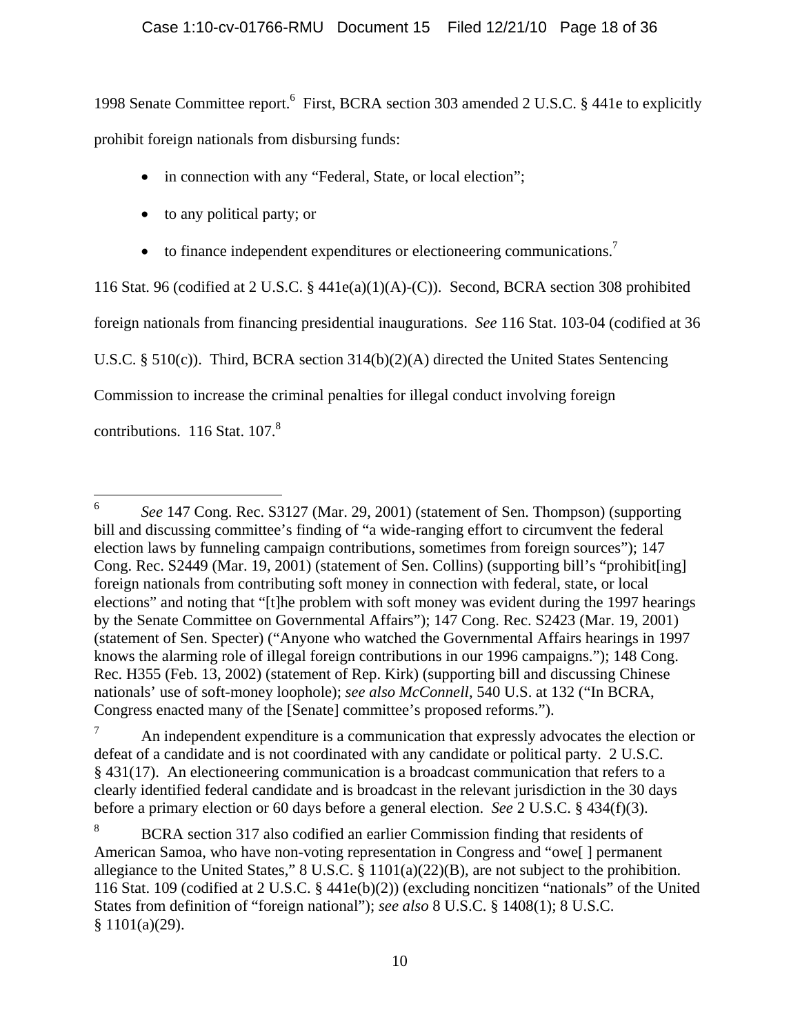1998 Senate Committee report.[6] First, BCRA section 303 amended 2 U.S.C. § 441e to explicitly prohibit foreign nationals from disbursing funds:

- in connection with any "Federal, State, or local election";
- to any political party; or
- to finance independent expenditures or electioneering communications.[7]

116 Stat. 96 (codified at 2 U.S.C. § 441e(a)(1)(A)-(C)). Second, BCRA section 308 prohibited foreign nationals from financing presidential inaugurations. *See* 116 Stat. 103-04 (codified at 36 U.S.C. § 510(c)). Third, BCRA section 314(b)(2)(A) directed the United States Sentencing Commission to increase the criminal penalties for illegal conduct involving foreign contributions. 116 Stat. 107.[8]

---

[6] *See* 147 Cong. Rec. S3127 (Mar. 29, 2001) (statement of Sen. Thompson) (supporting bill and discussing committee's finding of "a wide-ranging effort to circumvent the federal election laws by funneling campaign contributions, sometimes from foreign sources"); 147 Cong. Rec. S2449 (Mar. 19, 2001) (statement of Sen. Collins) (supporting bill's "prohibit[ing] foreign nationals from contributing soft money in connection with federal, state, or local elections" and noting that "[t]he problem with soft money was evident during the 1997 hearings by the Senate Committee on Governmental Affairs"); 147 Cong. Rec. S2423 (Mar. 19, 2001) (statement of Sen. Specter) ("Anyone who watched the Governmental Affairs hearings in 1997 knows the alarming role of illegal foreign contributions in our 1996 campaigns."); 148 Cong. Rec. H355 (Feb. 13, 2002) (statement of Rep. Kirk) (supporting bill and discussing Chinese nationals' use of soft-money loophole); *see also McConnell*, 540 U.S. at 132 ("In BCRA, Congress enacted many of the [Senate] committee's proposed reforms.").

[7] An independent expenditure is a communication that expressly advocates the election or defeat of a candidate and is not coordinated with any candidate or political party. 2 U.S.C. § 431(17). An electioneering communication is a broadcast communication that refers to a clearly identified federal candidate and is broadcast in the relevant jurisdiction in the 30 days before a primary election or 60 days before a general election. *See* 2 U.S.C. § 434(f)(3).

[8] BCRA section 317 also codified an earlier Commission finding that residents of American Samoa, who have non-voting representation in Congress and "owe[ ] permanent allegiance to the United States," 8 U.S.C. § 1101(a)(22)(B), are not subject to the prohibition. 116 Stat. 109 (codified at 2 U.S.C. § 441e(b)(2)) (excluding noncitizen "nationals" of the United States from definition of "foreign national"); *see also* 8 U.S.C. § 1408(1); 8 U.S.C. § 1101(a)(29).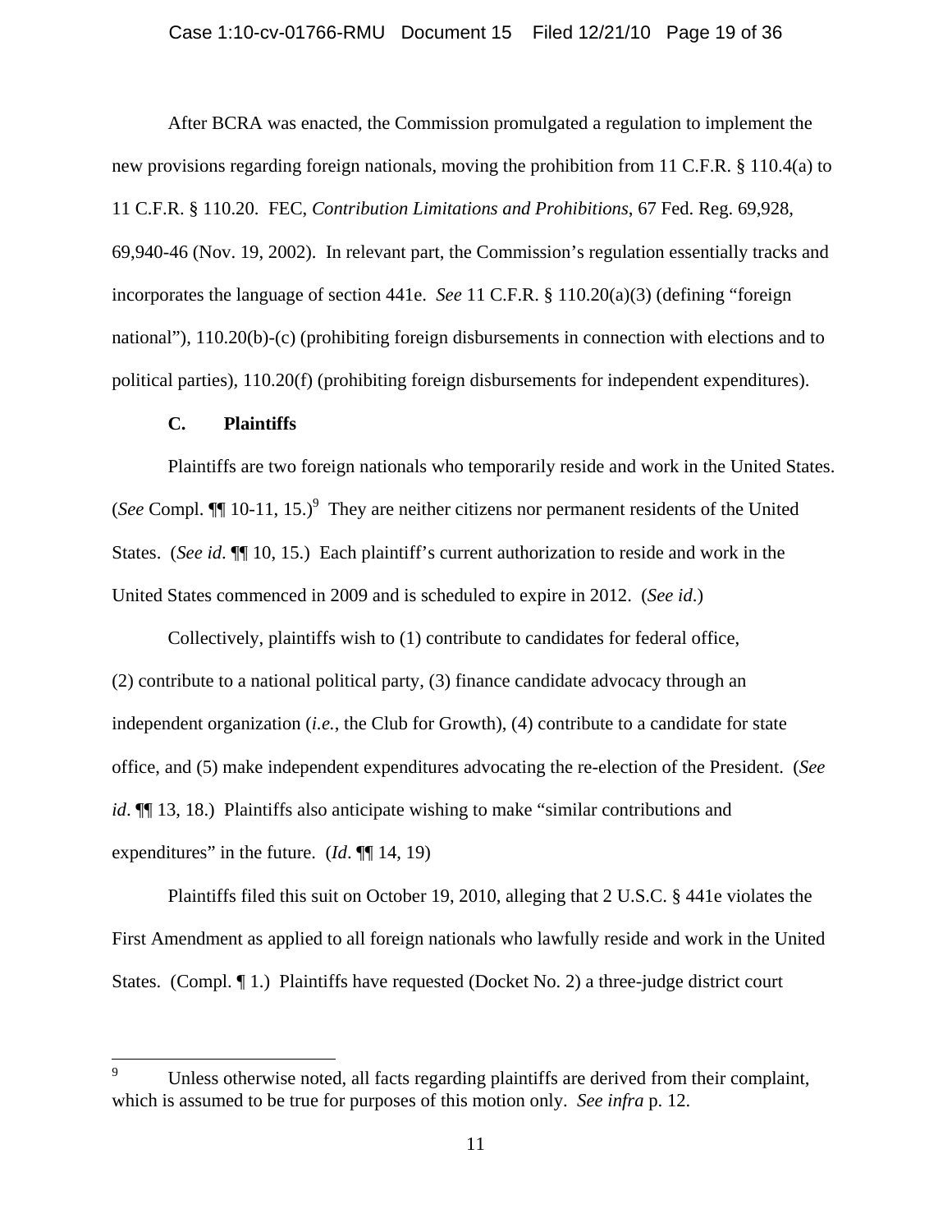After BCRA was enacted, the Commission promulgated a regulation to implement the new provisions regarding foreign nationals, moving the prohibition from 11 C.F.R. § 110.4(a) to 11 C.F.R. § 110.20. FEC, *Contribution Limitations and Prohibitions*, 67 Fed. Reg. 69,928, 69,940-46 (Nov. 19, 2002). In relevant part, the Commission's regulation essentially tracks and incorporates the language of section 441e. *See* 11 C.F.R. § 110.20(a)(3) (defining "foreign national"), 110.20(b)-(c) (prohibiting foreign disbursements in connection with elections and to political parties), 110.20(f) (prohibiting foreign disbursements for independent expenditures).

### C. Plaintiffs

Plaintiffs are two foreign nationals who temporarily reside and work in the United States. (*See* Compl. ¶¶ 10-11, 15.)[9] They are neither citizens nor permanent residents of the United States. (*See id*. ¶¶ 10, 15.) Each plaintiff's current authorization to reside and work in the United States commenced in 2009 and is scheduled to expire in 2012. (*See id.*)

Collectively, plaintiffs wish to (1) contribute to candidates for federal office, (2) contribute to a national political party, (3) finance candidate advocacy through an independent organization (*i.e.*, the Club for Growth), (4) contribute to a candidate for state office, and (5) make independent expenditures advocating the re-election of the President. (*See id*. ¶¶ 13, 18.) Plaintiffs also anticipate wishing to make "similar contributions and expenditures" in the future. (*Id*. ¶¶ 14, 19)

Plaintiffs filed this suit on October 19, 2010, alleging that 2 U.S.C. § 441e violates the First Amendment as applied to all foreign nationals who lawfully reside and work in the United States. (Compl. ¶ 1.) Plaintiffs have requested (Docket No. 2) a three-judge district court

---

[9] Unless otherwise noted, all facts regarding plaintiffs are derived from their complaint, which is assumed to be true for purposes of this motion only. *See infra* p. 12.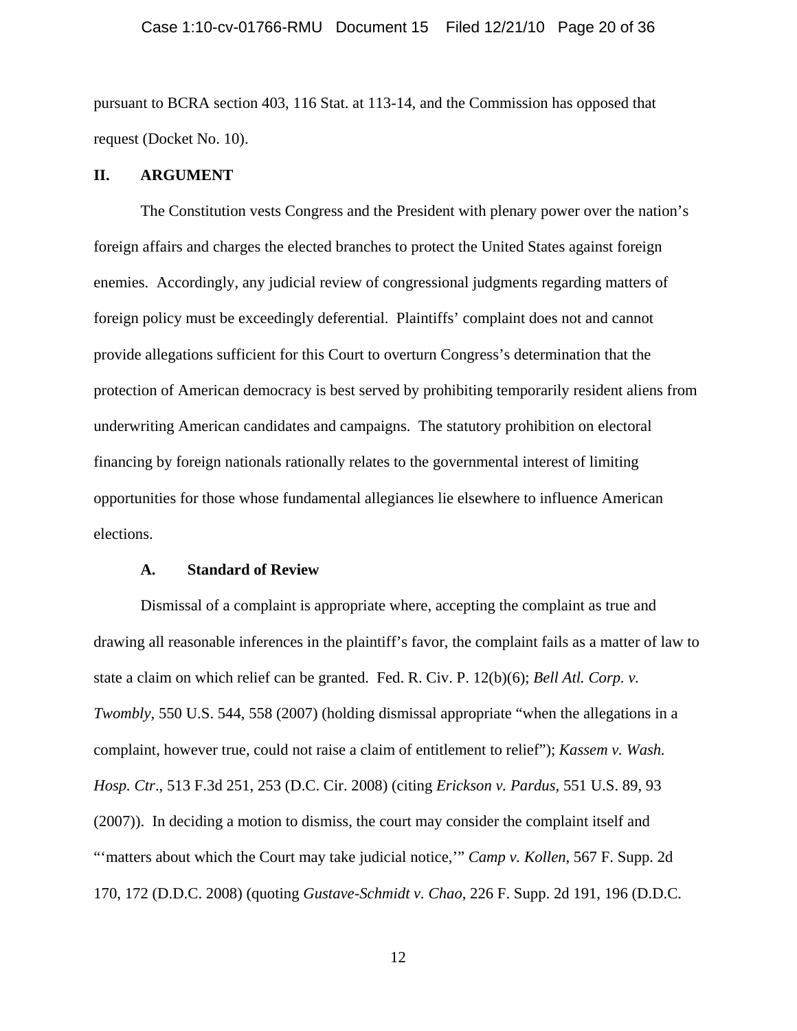pursuant to BCRA section 403, 116 Stat. at 113-14, and the Commission has opposed that request (Docket No. 10).

## II. ARGUMENT

The Constitution vests Congress and the President with plenary power over the nation's foreign affairs and charges the elected branches to protect the United States against foreign enemies. Accordingly, any judicial review of congressional judgments regarding matters of foreign policy must be exceedingly deferential. Plaintiffs' complaint does not and cannot provide allegations sufficient for this Court to overturn Congress's determination that the protection of American democracy is best served by prohibiting temporarily resident aliens from underwriting American candidates and campaigns. The statutory prohibition on electoral financing by foreign nationals rationally relates to the governmental interest of limiting opportunities for those whose fundamental allegiances lie elsewhere to influence American elections.

### A. Standard of Review

Dismissal of a complaint is appropriate where, accepting the complaint as true and drawing all reasonable inferences in the plaintiff's favor, the complaint fails as a matter of law to state a claim on which relief can be granted. Fed. R. Civ. P. 12(b)(6); *Bell Atl. Corp. v. Twombly*, 550 U.S. 544, 558 (2007) (holding dismissal appropriate "when the allegations in a complaint, however true, could not raise a claim of entitlement to relief"); *Kassem v. Wash. Hosp. Ctr*., 513 F.3d 251, 253 (D.C. Cir. 2008) (citing *Erickson v. Pardus*, 551 U.S. 89, 93 (2007)). In deciding a motion to dismiss, the court may consider the complaint itself and "'matters about which the Court may take judicial notice,'" *Camp v. Kollen*, 567 F. Supp. 2d 170, 172 (D.D.C. 2008) (quoting *Gustave-Schmidt v. Chao*, 226 F. Supp. 2d 191, 196 (D.D.C.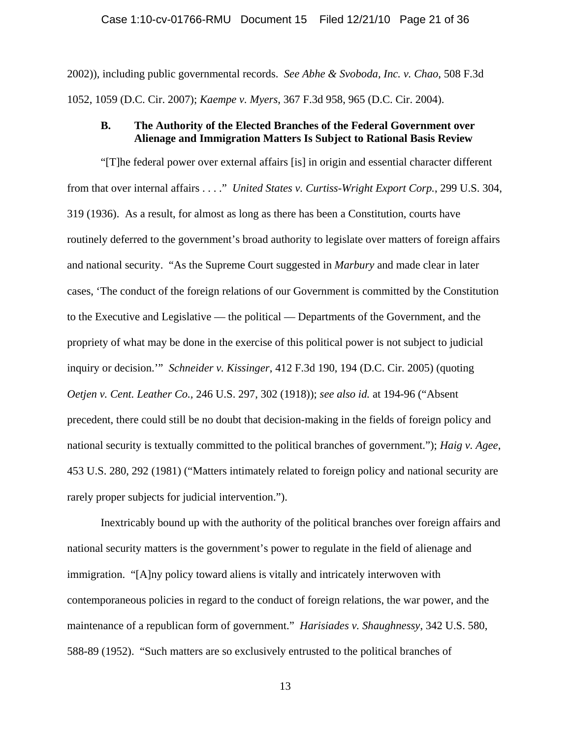2002)), including public governmental records. *See Abhe & Svoboda, Inc. v. Chao*, 508 F.3d 1052, 1059 (D.C. Cir. 2007); *Kaempe v. Myers*, 367 F.3d 958, 965 (D.C. Cir. 2004).

### B. The Authority of the Elected Branches of the Federal Government over Alienage and Immigration Matters Is Subject to Rational Basis Review

"[T]he federal power over external affairs [is] in origin and essential character different from that over internal affairs . . . ." *United States v. Curtiss-Wright Export Corp.*, 299 U.S. 304, 319 (1936). As a result, for almost as long as there has been a Constitution, courts have routinely deferred to the government's broad authority to legislate over matters of foreign affairs and national security. "As the Supreme Court suggested in *Marbury* and made clear in later cases, 'The conduct of the foreign relations of our Government is committed by the Constitution to the Executive and Legislative — the political — Departments of the Government, and the propriety of what may be done in the exercise of this political power is not subject to judicial inquiry or decision.'" *Schneider v. Kissinger*, 412 F.3d 190, 194 (D.C. Cir. 2005) (quoting *Oetjen v. Cent. Leather Co.*, 246 U.S. 297, 302 (1918)); *see also id.* at 194-96 ("Absent precedent, there could still be no doubt that decision-making in the fields of foreign policy and national security is textually committed to the political branches of government."); *Haig v. Agee*, 453 U.S. 280, 292 (1981) ("Matters intimately related to foreign policy and national security are rarely proper subjects for judicial intervention.").

Inextricably bound up with the authority of the political branches over foreign affairs and national security matters is the government's power to regulate in the field of alienage and immigration. "[A]ny policy toward aliens is vitally and intricately interwoven with contemporaneous policies in regard to the conduct of foreign relations, the war power, and the maintenance of a republican form of government." *Harisiades v. Shaughnessy*, 342 U.S. 580, 588-89 (1952). "Such matters are so exclusively entrusted to the political branches of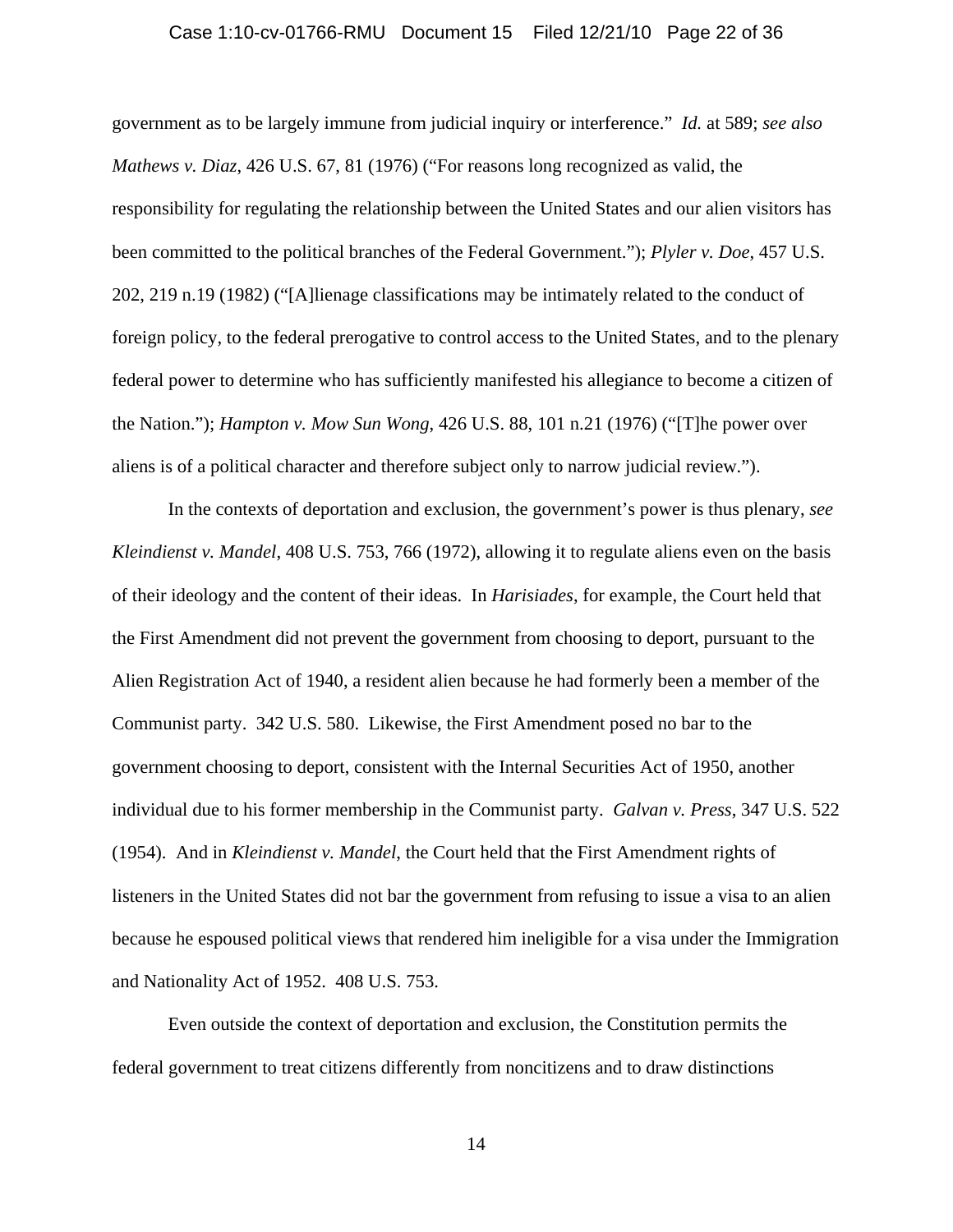government as to be largely immune from judicial inquiry or interference." *Id.* at 589; *see also Mathews v. Diaz*, 426 U.S. 67, 81 (1976) ("For reasons long recognized as valid, the responsibility for regulating the relationship between the United States and our alien visitors has been committed to the political branches of the Federal Government."); *Plyler v. Doe*, 457 U.S. 202, 219 n.19 (1982) ("[A]lienage classifications may be intimately related to the conduct of foreign policy, to the federal prerogative to control access to the United States, and to the plenary federal power to determine who has sufficiently manifested his allegiance to become a citizen of the Nation."); *Hampton v. Mow Sun Wong*, 426 U.S. 88, 101 n.21 (1976) ("[T]he power over aliens is of a political character and therefore subject only to narrow judicial review.").

In the contexts of deportation and exclusion, the government's power is thus plenary, *see Kleindienst v. Mandel*, 408 U.S. 753, 766 (1972), allowing it to regulate aliens even on the basis of their ideology and the content of their ideas. In *Harisiades*, for example, the Court held that the First Amendment did not prevent the government from choosing to deport, pursuant to the Alien Registration Act of 1940, a resident alien because he had formerly been a member of the Communist party. 342 U.S. 580. Likewise, the First Amendment posed no bar to the government choosing to deport, consistent with the Internal Securities Act of 1950, another individual due to his former membership in the Communist party. *Galvan v. Press*, 347 U.S. 522 (1954). And in *Kleindienst v. Mandel*, the Court held that the First Amendment rights of listeners in the United States did not bar the government from refusing to issue a visa to an alien because he espoused political views that rendered him ineligible for a visa under the Immigration and Nationality Act of 1952. 408 U.S. 753.

Even outside the context of deportation and exclusion, the Constitution permits the federal government to treat citizens differently from noncitizens and to draw distinctions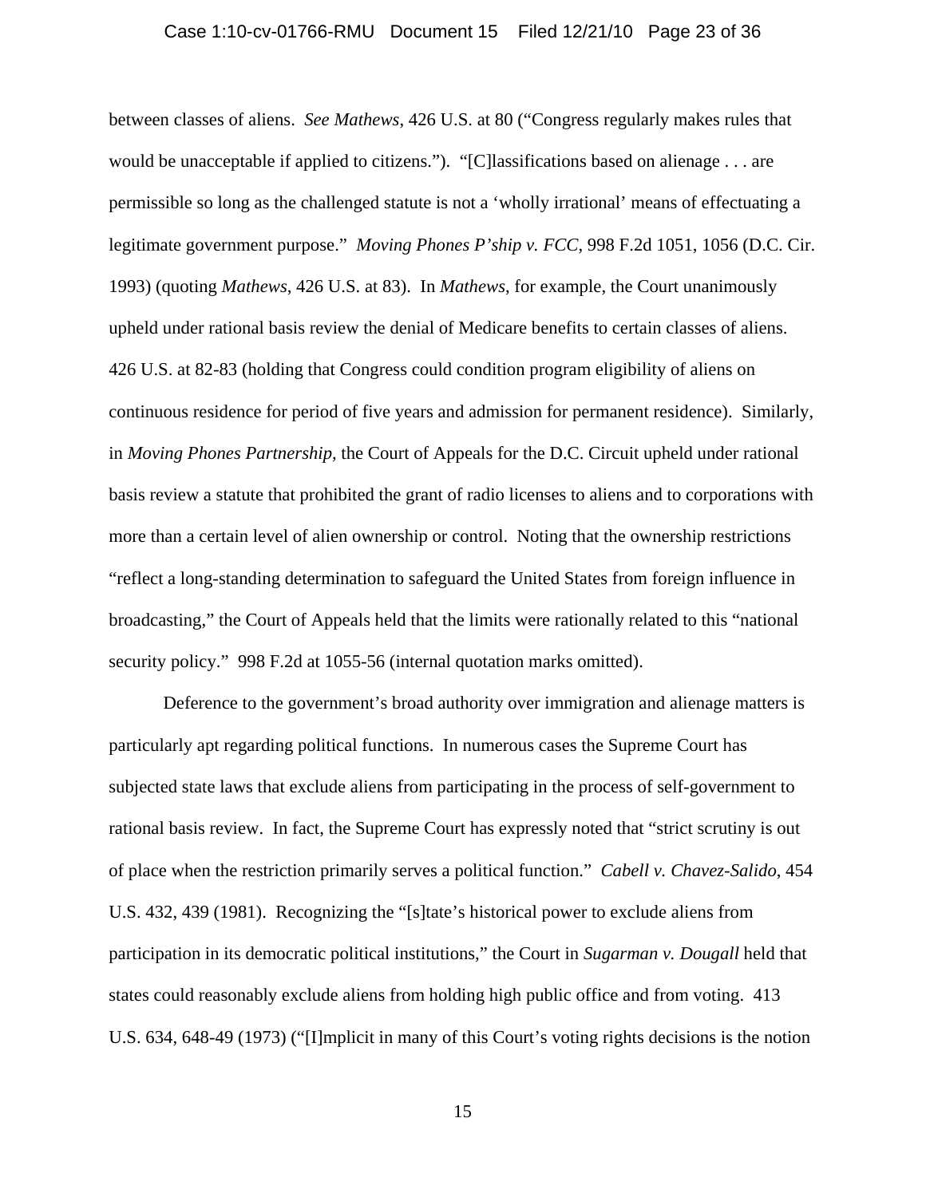between classes of aliens. *See Mathews*, 426 U.S. at 80 ("Congress regularly makes rules that would be unacceptable if applied to citizens."). "[C]lassifications based on alienage . . . are permissible so long as the challenged statute is not a 'wholly irrational' means of effectuating a legitimate government purpose." *Moving Phones P'ship v. FCC*, 998 F.2d 1051, 1056 (D.C. Cir. 1993) (quoting *Mathews*, 426 U.S. at 83). In *Mathews*, for example, the Court unanimously upheld under rational basis review the denial of Medicare benefits to certain classes of aliens. 426 U.S. at 82-83 (holding that Congress could condition program eligibility of aliens on continuous residence for period of five years and admission for permanent residence). Similarly, in *Moving Phones Partnership*, the Court of Appeals for the D.C. Circuit upheld under rational basis review a statute that prohibited the grant of radio licenses to aliens and to corporations with more than a certain level of alien ownership or control. Noting that the ownership restrictions "reflect a long-standing determination to safeguard the United States from foreign influence in broadcasting," the Court of Appeals held that the limits were rationally related to this "national security policy." 998 F.2d at 1055-56 (internal quotation marks omitted).

Deference to the government's broad authority over immigration and alienage matters is particularly apt regarding political functions. In numerous cases the Supreme Court has subjected state laws that exclude aliens from participating in the process of self-government to rational basis review. In fact, the Supreme Court has expressly noted that "strict scrutiny is out of place when the restriction primarily serves a political function." *Cabell v. Chavez-Salido*, 454 U.S. 432, 439 (1981). Recognizing the "[s]tate's historical power to exclude aliens from participation in its democratic political institutions," the Court in *Sugarman v. Dougall* held that states could reasonably exclude aliens from holding high public office and from voting. 413 U.S. 634, 648-49 (1973) ("[I]mplicit in many of this Court's voting rights decisions is the notion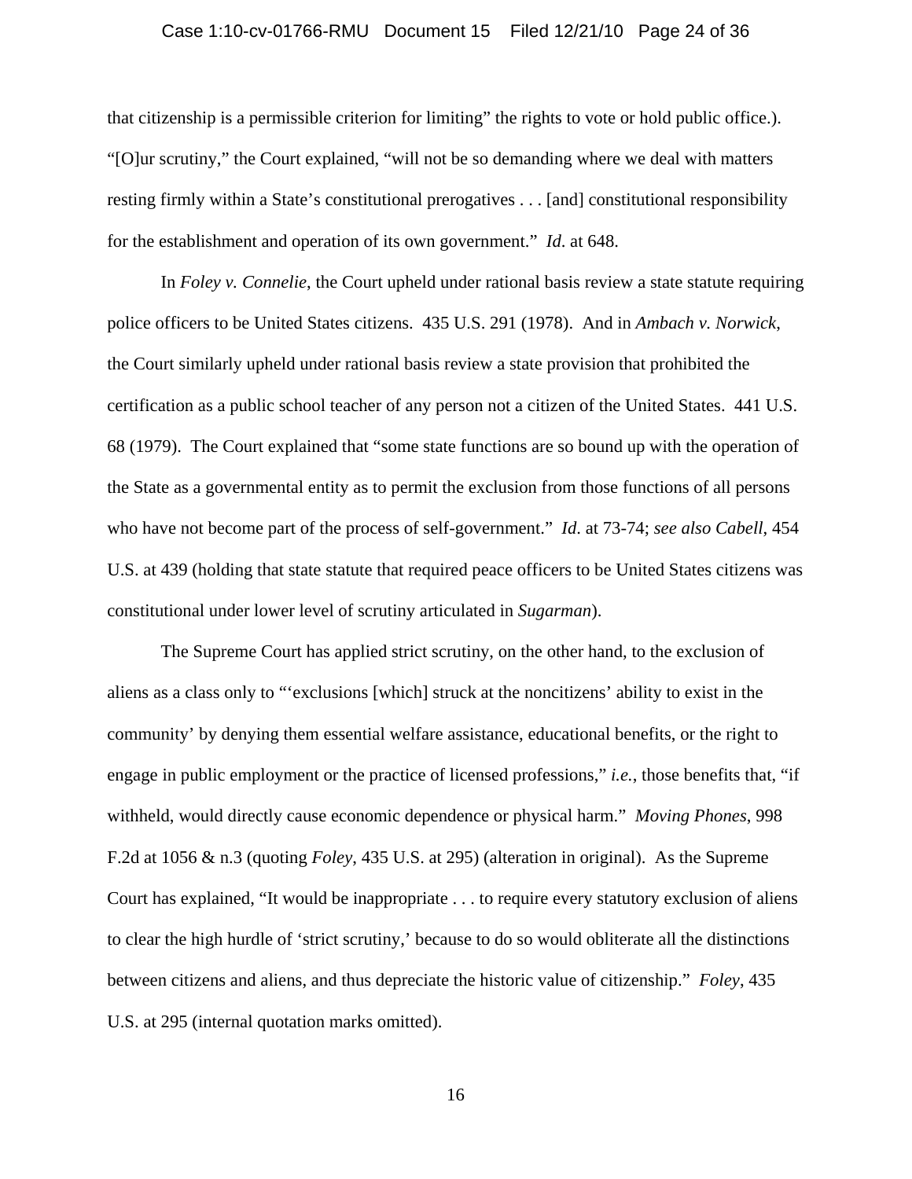that citizenship is a permissible criterion for limiting" the rights to vote or hold public office.). "[O]ur scrutiny," the Court explained, "will not be so demanding where we deal with matters resting firmly within a State's constitutional prerogatives . . . [and] constitutional responsibility for the establishment and operation of its own government." *Id*. at 648.

In *Foley v. Connelie*, the Court upheld under rational basis review a state statute requiring police officers to be United States citizens. 435 U.S. 291 (1978). And in *Ambach v. Norwick*, the Court similarly upheld under rational basis review a state provision that prohibited the certification as a public school teacher of any person not a citizen of the United States. 441 U.S. 68 (1979). The Court explained that "some state functions are so bound up with the operation of the State as a governmental entity as to permit the exclusion from those functions of all persons who have not become part of the process of self-government." *Id*. at 73-74; *see also Cabell*, 454 U.S. at 439 (holding that state statute that required peace officers to be United States citizens was constitutional under lower level of scrutiny articulated in *Sugarman*).

The Supreme Court has applied strict scrutiny, on the other hand, to the exclusion of aliens as a class only to "'exclusions [which] struck at the noncitizens' ability to exist in the community' by denying them essential welfare assistance, educational benefits, or the right to engage in public employment or the practice of licensed professions," *i.e.*, those benefits that, "if withheld, would directly cause economic dependence or physical harm." *Moving Phones*, 998 F.2d at 1056 & n.3 (quoting *Foley*, 435 U.S. at 295) (alteration in original). As the Supreme Court has explained, "It would be inappropriate . . . to require every statutory exclusion of aliens to clear the high hurdle of 'strict scrutiny,' because to do so would obliterate all the distinctions between citizens and aliens, and thus depreciate the historic value of citizenship." *Foley*, 435 U.S. at 295 (internal quotation marks omitted).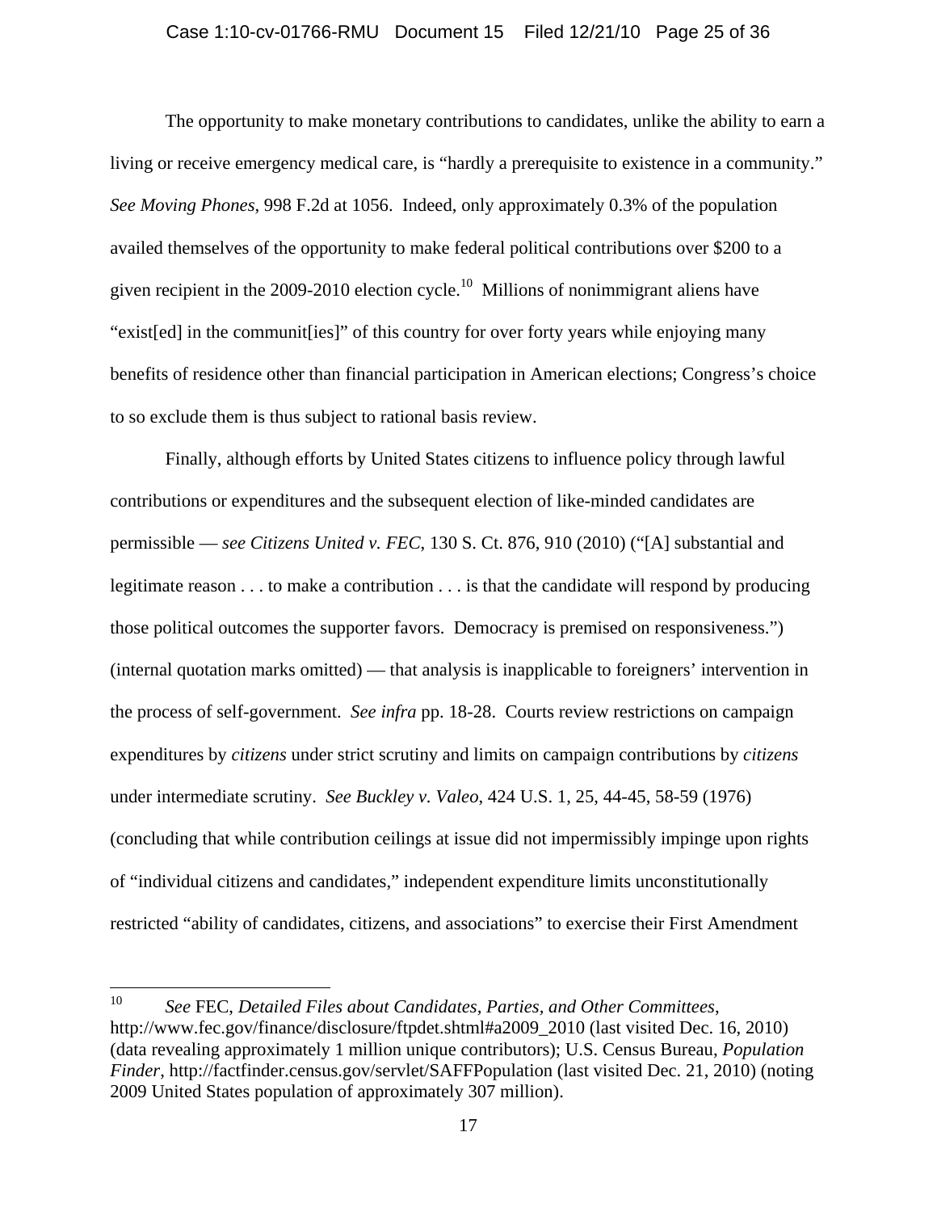The opportunity to make monetary contributions to candidates, unlike the ability to earn a living or receive emergency medical care, is "hardly a prerequisite to existence in a community." *See Moving Phones*, 998 F.2d at 1056. Indeed, only approximately 0.3% of the population availed themselves of the opportunity to make federal political contributions over $200 to a given recipient in the 2009-2010 election cycle.[10] Millions of nonimmigrant aliens have "exist[ed] in the communit[ies]" of this country for over forty years while enjoying many benefits of residence other than financial participation in American elections; Congress's choice to so exclude them is thus subject to rational basis review.

Finally, although efforts by United States citizens to influence policy through lawful contributions or expenditures and the subsequent election of like-minded candidates are permissible — *see Citizens United v. FEC*, 130 S. Ct. 876, 910 (2010) ("[A] substantial and legitimate reason . . . to make a contribution . . . is that the candidate will respond by producing those political outcomes the supporter favors. Democracy is premised on responsiveness.") (internal quotation marks omitted) — that analysis is inapplicable to foreigners' intervention in the process of self-government. *See infra* pp. 18-28. Courts review restrictions on campaign expenditures by *citizens* under strict scrutiny and limits on campaign contributions by *citizens* under intermediate scrutiny. *See Buckley v. Valeo*, 424 U.S. 1, 25, 44-45, 58-59 (1976) (concluding that while contribution ceilings at issue did not impermissibly impinge upon rights of "individual citizens and candidates," independent expenditure limits unconstitutionally restricted "ability of candidates, citizens, and associations" to exercise their First Amendment

---

[10] *See* FEC, *Detailed Files about Candidates, Parties, and Other Committees*, http://www.fec.gov/finance/disclosure/ftpdet.shtml#a2009_2010 (last visited Dec. 16, 2010) (data revealing approximately 1 million unique contributors); U.S. Census Bureau, *Population Finder*, http://factfinder.census.gov/servlet/SAFFPopulation (last visited Dec. 21, 2010) (noting 2009 United States population of approximately 307 million).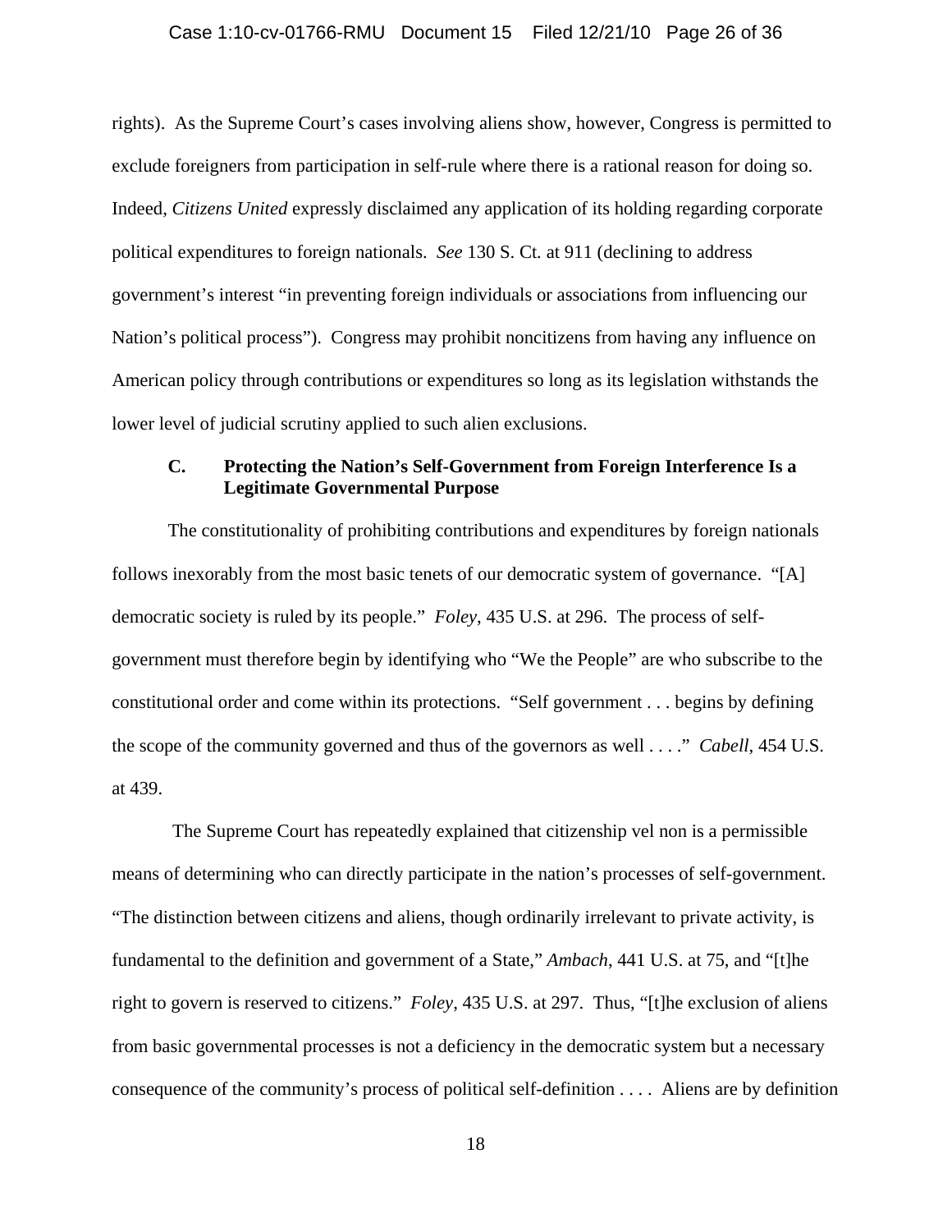rights). As the Supreme Court's cases involving aliens show, however, Congress is permitted to exclude foreigners from participation in self-rule where there is a rational reason for doing so. Indeed, *Citizens United* expressly disclaimed any application of its holding regarding corporate political expenditures to foreign nationals. *See* 130 S. Ct. at 911 (declining to address government's interest "in preventing foreign individuals or associations from influencing our Nation's political process"). Congress may prohibit noncitizens from having any influence on American policy through contributions or expenditures so long as its legislation withstands the lower level of judicial scrutiny applied to such alien exclusions.

### C. Protecting the Nation's Self-Government from Foreign Interference Is a Legitimate Governmental Purpose

The constitutionality of prohibiting contributions and expenditures by foreign nationals follows inexorably from the most basic tenets of our democratic system of governance. "[A] democratic society is ruled by its people." *Foley*, 435 U.S. at 296. The process of self-government must therefore begin by identifying who "We the People" are who subscribe to the constitutional order and come within its protections. "Self government . . . begins by defining the scope of the community governed and thus of the governors as well . . . ." *Cabell*, 454 U.S. at 439.

The Supreme Court has repeatedly explained that citizenship vel non is a permissible means of determining who can directly participate in the nation's processes of self-government. "The distinction between citizens and aliens, though ordinarily irrelevant to private activity, is fundamental to the definition and government of a State," *Ambach*, 441 U.S. at 75, and "[t]he right to govern is reserved to citizens." *Foley*, 435 U.S. at 297. Thus, "[t]he exclusion of aliens from basic governmental processes is not a deficiency in the democratic system but a necessary consequence of the community's process of political self-definition . . . . Aliens are by definition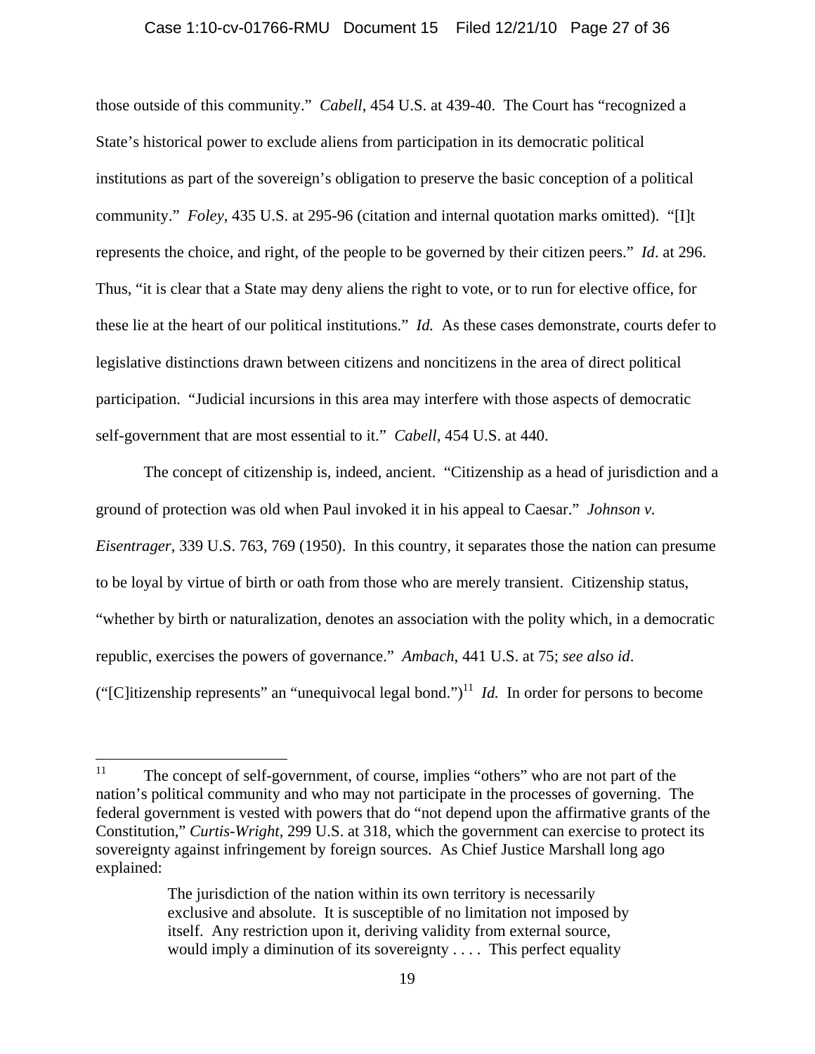those outside of this community." *Cabell*, 454 U.S. at 439-40. The Court has "recognized a State's historical power to exclude aliens from participation in its democratic political institutions as part of the sovereign's obligation to preserve the basic conception of a political community." *Foley*, 435 U.S. at 295-96 (citation and internal quotation marks omitted). "[I]t represents the choice, and right, of the people to be governed by their citizen peers." *Id*. at 296. Thus, "it is clear that a State may deny aliens the right to vote, or to run for elective office, for these lie at the heart of our political institutions." *Id.* As these cases demonstrate, courts defer to legislative distinctions drawn between citizens and noncitizens in the area of direct political participation. "Judicial incursions in this area may interfere with those aspects of democratic self-government that are most essential to it." *Cabell*, 454 U.S. at 440.

The concept of citizenship is, indeed, ancient. "Citizenship as a head of jurisdiction and a ground of protection was old when Paul invoked it in his appeal to Caesar." *Johnson v. Eisentrager*, 339 U.S. 763, 769 (1950). In this country, it separates those the nation can presume to be loyal by virtue of birth or oath from those who are merely transient. Citizenship status, "whether by birth or naturalization, denotes an association with the polity which, in a democratic republic, exercises the powers of governance." *Ambach*, 441 U.S. at 75; *see also id*. ("[C]itizenship represents" an "unequivocal legal bond.")[11] *Id.* In order for persons to become

---

[11] The concept of self-government, of course, implies "others" who are not part of the nation's political community and who may not participate in the processes of governing. The federal government is vested with powers that do "not depend upon the affirmative grants of the Constitution," *Curtis-Wright*, 299 U.S. at 318, which the government can exercise to protect its sovereignty against infringement by foreign sources. As Chief Justice Marshall long ago explained:

> The jurisdiction of the nation within its own territory is necessarily exclusive and absolute. It is susceptible of no limitation not imposed by itself. Any restriction upon it, deriving validity from external source, would imply a diminution of its sovereignty . . . . This perfect equality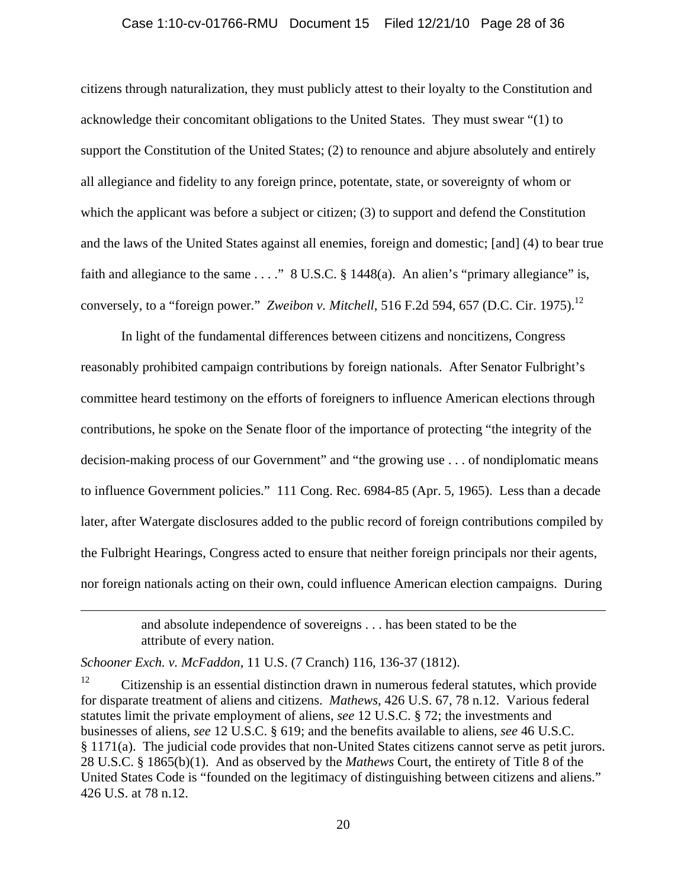citizens through naturalization, they must publicly attest to their loyalty to the Constitution and acknowledge their concomitant obligations to the United States. They must swear "(1) to support the Constitution of the United States; (2) to renounce and abjure absolutely and entirely all allegiance and fidelity to any foreign prince, potentate, state, or sovereignty of whom or which the applicant was before a subject or citizen; (3) to support and defend the Constitution and the laws of the United States against all enemies, foreign and domestic; [and] (4) to bear true faith and allegiance to the same . . . ." 8 U.S.C. § 1448(a). An alien's "primary allegiance" is, conversely, to a "foreign power." *Zweibon v. Mitchell*, 516 F.2d 594, 657 (D.C. Cir. 1975).[12]

In light of the fundamental differences between citizens and noncitizens, Congress reasonably prohibited campaign contributions by foreign nationals. After Senator Fulbright's committee heard testimony on the efforts of foreigners to influence American elections through contributions, he spoke on the Senate floor of the importance of protecting "the integrity of the decision-making process of our Government" and "the growing use . . . of nondiplomatic means to influence Government policies." 111 Cong. Rec. 6984-85 (Apr. 5, 1965). Less than a decade later, after Watergate disclosures added to the public record of foreign contributions compiled by the Fulbright Hearings, Congress acted to ensure that neither foreign principals nor their agents, nor foreign nationals acting on their own, could influence American election campaigns. During

> and absolute independence of sovereigns . . . has been stated to be the attribute of every nation.

*Schooner Exch. v. McFaddon*, 11 U.S. (7 Cranch) 116, 136-37 (1812).

[12] Citizenship is an essential distinction drawn in numerous federal statutes, which provide for disparate treatment of aliens and citizens. *Mathews*, 426 U.S. 67, 78 n.12. Various federal statutes limit the private employment of aliens, *see* 12 U.S.C. § 72; the investments and businesses of aliens, *see* 12 U.S.C. § 619; and the benefits available to aliens, *see* 46 U.S.C. § 1171(a). The judicial code provides that non-United States citizens cannot serve as petit jurors. 28 U.S.C. § 1865(b)(1). And as observed by the *Mathews* Court, the entirety of Title 8 of the United States Code is "founded on the legitimacy of distinguishing between citizens and aliens." 426 U.S. at 78 n.12.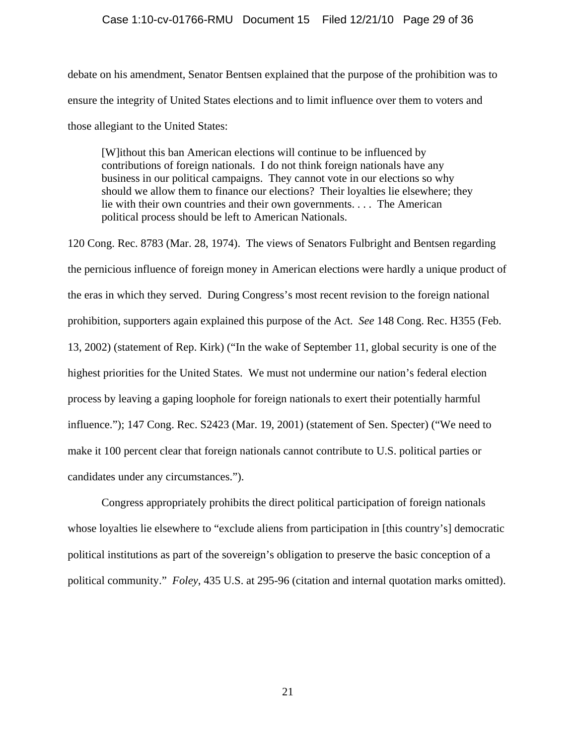debate on his amendment, Senator Bentsen explained that the purpose of the prohibition was to ensure the integrity of United States elections and to limit influence over them to voters and those allegiant to the United States:

> [W]ithout this ban American elections will continue to be influenced by contributions of foreign nationals. I do not think foreign nationals have any business in our political campaigns. They cannot vote in our elections so why should we allow them to finance our elections? Their loyalties lie elsewhere; they lie with their own countries and their own governments. . . . The American political process should be left to American Nationals.

120 Cong. Rec. 8783 (Mar. 28, 1974). The views of Senators Fulbright and Bentsen regarding the pernicious influence of foreign money in American elections were hardly a unique product of the eras in which they served. During Congress's most recent revision to the foreign national prohibition, supporters again explained this purpose of the Act. *See* 148 Cong. Rec. H355 (Feb. 13, 2002) (statement of Rep. Kirk) ("In the wake of September 11, global security is one of the highest priorities for the United States. We must not undermine our nation's federal election process by leaving a gaping loophole for foreign nationals to exert their potentially harmful influence."); 147 Cong. Rec. S2423 (Mar. 19, 2001) (statement of Sen. Specter) ("We need to make it 100 percent clear that foreign nationals cannot contribute to U.S. political parties or candidates under any circumstances.").

Congress appropriately prohibits the direct political participation of foreign nationals whose loyalties lie elsewhere to "exclude aliens from participation in [this country's] democratic political institutions as part of the sovereign's obligation to preserve the basic conception of a political community." *Foley*, 435 U.S. at 295-96 (citation and internal quotation marks omitted).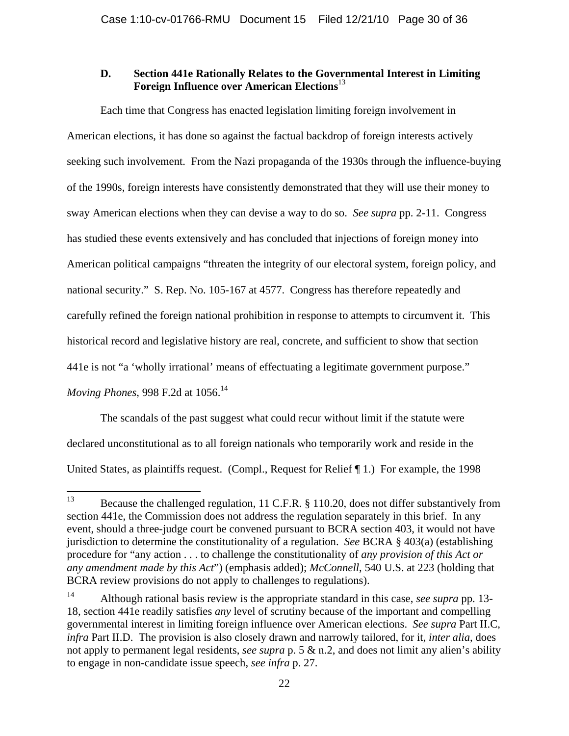### D. Section 441e Rationally Relates to the Governmental Interest in Limiting Foreign Influence over American Elections[13]

Each time that Congress has enacted legislation limiting foreign involvement in American elections, it has done so against the factual backdrop of foreign interests actively seeking such involvement. From the Nazi propaganda of the 1930s through the influence-buying of the 1990s, foreign interests have consistently demonstrated that they will use their money to sway American elections when they can devise a way to do so. *See supra* pp. 2-11. Congress has studied these events extensively and has concluded that injections of foreign money into American political campaigns "threaten the integrity of our electoral system, foreign policy, and national security." S. Rep. No. 105-167 at 4577. Congress has therefore repeatedly and carefully refined the foreign national prohibition in response to attempts to circumvent it. This historical record and legislative history are real, concrete, and sufficient to show that section 441e is not "a 'wholly irrational' means of effectuating a legitimate government purpose." *Moving Phones*, 998 F.2d at 1056.[14]

The scandals of the past suggest what could recur without limit if the statute were declared unconstitutional as to all foreign nationals who temporarily work and reside in the United States, as plaintiffs request. (Compl., Request for Relief ¶ 1.) For example, the 1998

---

[13] Because the challenged regulation, 11 C.F.R. § 110.20, does not differ substantively from section 441e, the Commission does not address the regulation separately in this brief. In any event, should a three-judge court be convened pursuant to BCRA section 403, it would not have jurisdiction to determine the constitutionality of a regulation. *See* BCRA § 403(a) (establishing procedure for "any action . . . to challenge the constitutionality of *any provision of this Act or any amendment made by this Act*") (emphasis added); *McConnell*, 540 U.S. at 223 (holding that BCRA review provisions do not apply to challenges to regulations).

[14] Although rational basis review is the appropriate standard in this case, *see supra* pp. 13-18, section 441e readily satisfies *any* level of scrutiny because of the important and compelling governmental interest in limiting foreign influence over American elections. *See supra* Part II.C, *infra* Part II.D. The provision is also closely drawn and narrowly tailored, for it, *inter alia*, does not apply to permanent legal residents, *see supra* p. 5 & n.2, and does not limit any alien's ability to engage in non-candidate issue speech, *see infra* p. 27.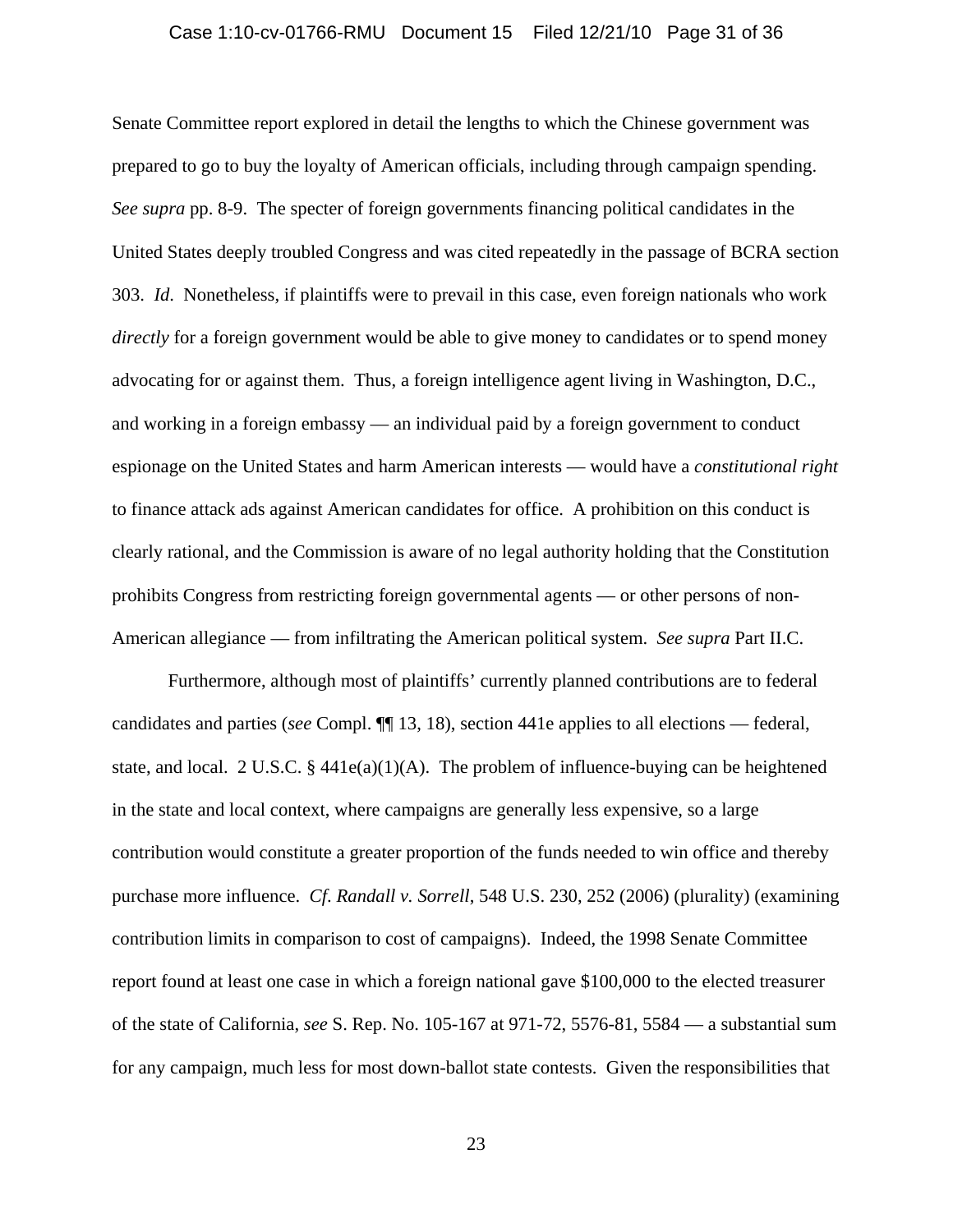Senate Committee report explored in detail the lengths to which the Chinese government was prepared to go to buy the loyalty of American officials, including through campaign spending. *See supra* pp. 8-9. The specter of foreign governments financing political candidates in the United States deeply troubled Congress and was cited repeatedly in the passage of BCRA section 303. *Id*. Nonetheless, if plaintiffs were to prevail in this case, even foreign nationals who work *directly* for a foreign government would be able to give money to candidates or to spend money advocating for or against them. Thus, a foreign intelligence agent living in Washington, D.C., and working in a foreign embassy — an individual paid by a foreign government to conduct espionage on the United States and harm American interests — would have a *constitutional right* to finance attack ads against American candidates for office. A prohibition on this conduct is clearly rational, and the Commission is aware of no legal authority holding that the Constitution prohibits Congress from restricting foreign governmental agents — or other persons of non-American allegiance — from infiltrating the American political system. *See supra* Part II.C.

Furthermore, although most of plaintiffs' currently planned contributions are to federal candidates and parties (*see* Compl. ¶¶ 13, 18), section 441e applies to all elections — federal, state, and local. 2 U.S.C. § 441e(a)(1)(A). The problem of influence-buying can be heightened in the state and local context, where campaigns are generally less expensive, so a large contribution would constitute a greater proportion of the funds needed to win office and thereby purchase more influence. *Cf. Randall v. Sorrell*, 548 U.S. 230, 252 (2006) (plurality) (examining contribution limits in comparison to cost of campaigns). Indeed, the 1998 Senate Committee report found at least one case in which a foreign national gave $100,000 to the elected treasurer of the state of California, *see* S. Rep. No. 105-167 at 971-72, 5576-81, 5584 — a substantial sum for any campaign, much less for most down-ballot state contests. Given the responsibilities that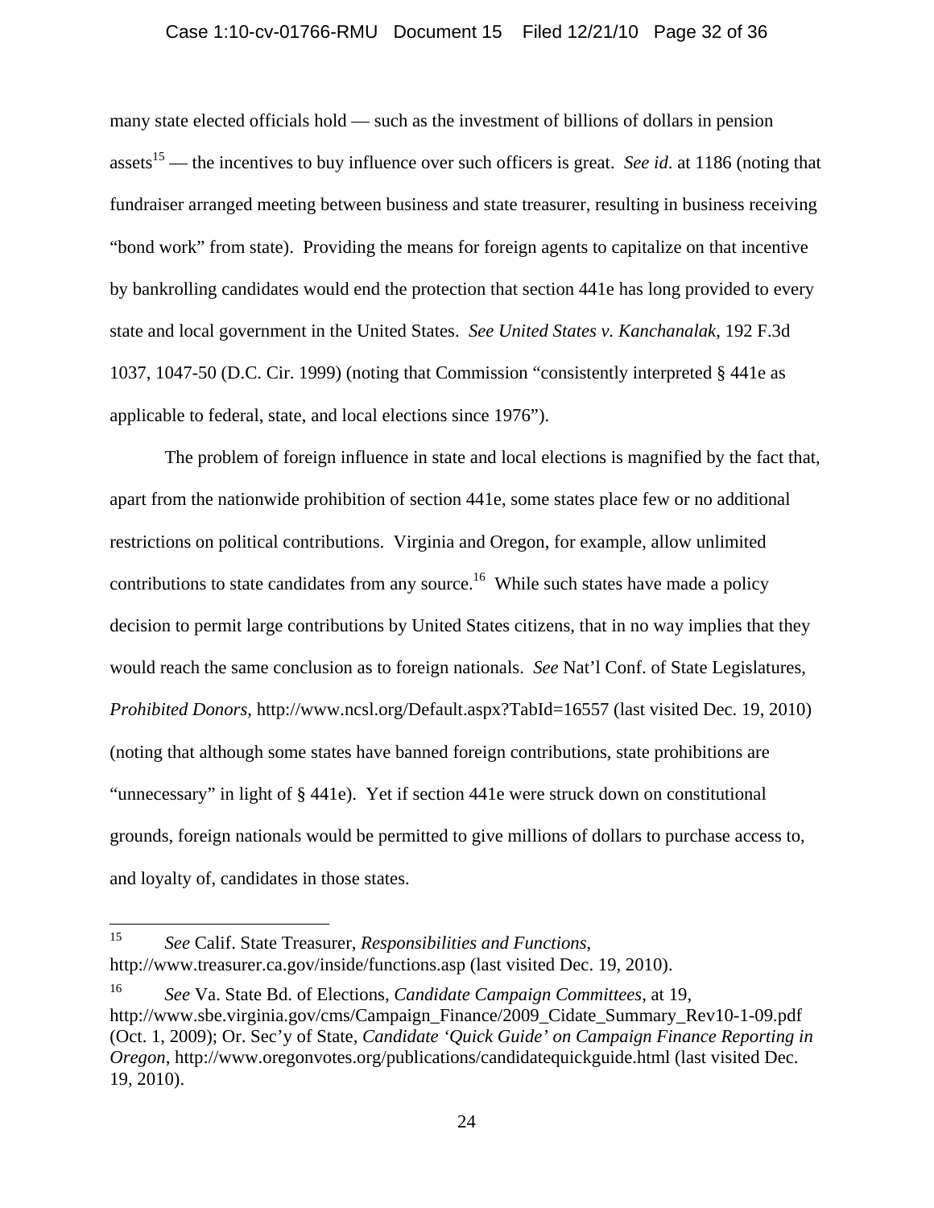many state elected officials hold — such as the investment of billions of dollars in pension assets[15] — the incentives to buy influence over such officers is great. *See id*. at 1186 (noting that fundraiser arranged meeting between business and state treasurer, resulting in business receiving "bond work" from state). Providing the means for foreign agents to capitalize on that incentive by bankrolling candidates would end the protection that section 441e has long provided to every state and local government in the United States. *See United States v. Kanchanalak*, 192 F.3d 1037, 1047-50 (D.C. Cir. 1999) (noting that Commission "consistently interpreted § 441e as applicable to federal, state, and local elections since 1976").

The problem of foreign influence in state and local elections is magnified by the fact that, apart from the nationwide prohibition of section 441e, some states place few or no additional restrictions on political contributions. Virginia and Oregon, for example, allow unlimited contributions to state candidates from any source.[16] While such states have made a policy decision to permit large contributions by United States citizens, that in no way implies that they would reach the same conclusion as to foreign nationals. *See* Nat'l Conf. of State Legislatures, *Prohibited Donors*, http://www.ncsl.org/Default.aspx?TabId=16557 (last visited Dec. 19, 2010) (noting that although some states have banned foreign contributions, state prohibitions are "unnecessary" in light of § 441e). Yet if section 441e were struck down on constitutional grounds, foreign nationals would be permitted to give millions of dollars to purchase access to, and loyalty of, candidates in those states.

---

[15] *See* Calif. State Treasurer, *Responsibilities and Functions*, http://www.treasurer.ca.gov/inside/functions.asp (last visited Dec. 19, 2010).

[16] *See* Va. State Bd. of Elections, *Candidate Campaign Committees*, at 19, http://www.sbe.virginia.gov/cms/Campaign_Finance/2009_Cidate_Summary_Rev10-1-09.pdf (Oct. 1, 2009); Or. Sec'y of State, *Candidate 'Quick Guide' on Campaign Finance Reporting in Oregon*, http://www.oregonvotes.org/publications/candidatequickguide.html (last visited Dec. 19, 2010).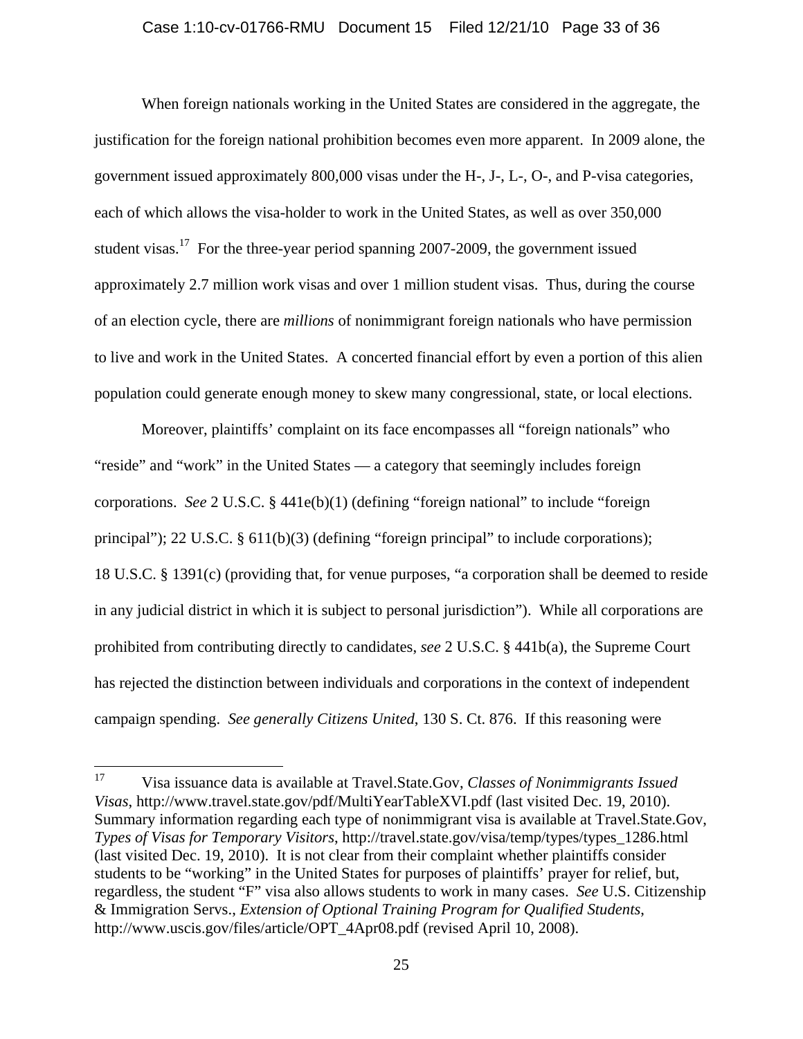When foreign nationals working in the United States are considered in the aggregate, the justification for the foreign national prohibition becomes even more apparent. In 2009 alone, the government issued approximately 800,000 visas under the H-, J-, L-, O-, and P-visa categories, each of which allows the visa-holder to work in the United States, as well as over 350,000 student visas.[17] For the three-year period spanning 2007-2009, the government issued approximately 2.7 million work visas and over 1 million student visas. Thus, during the course of an election cycle, there are *millions* of nonimmigrant foreign nationals who have permission to live and work in the United States. A concerted financial effort by even a portion of this alien population could generate enough money to skew many congressional, state, or local elections.

Moreover, plaintiffs' complaint on its face encompasses all "foreign nationals" who "reside" and "work" in the United States — a category that seemingly includes foreign corporations. *See* 2 U.S.C. § 441e(b)(1) (defining "foreign national" to include "foreign principal"); 22 U.S.C. § 611(b)(3) (defining "foreign principal" to include corporations); 18 U.S.C. § 1391(c) (providing that, for venue purposes, "a corporation shall be deemed to reside in any judicial district in which it is subject to personal jurisdiction"). While all corporations are prohibited from contributing directly to candidates, *see* 2 U.S.C. § 441b(a), the Supreme Court has rejected the distinction between individuals and corporations in the context of independent campaign spending. *See generally Citizens United*, 130 S. Ct. 876. If this reasoning were

---

[17] Visa issuance data is available at Travel.State.Gov, *Classes of Nonimmigrants Issued Visas*, http://www.travel.state.gov/pdf/MultiYearTableXVI.pdf (last visited Dec. 19, 2010). Summary information regarding each type of nonimmigrant visa is available at Travel.State.Gov, *Types of Visas for Temporary Visitors*, http://travel.state.gov/visa/temp/types/types_1286.html (last visited Dec. 19, 2010). It is not clear from their complaint whether plaintiffs consider students to be "working" in the United States for purposes of plaintiffs' prayer for relief, but, regardless, the student "F" visa also allows students to work in many cases. *See* U.S. Citizenship & Immigration Servs., *Extension of Optional Training Program for Qualified Students*, http://www.uscis.gov/files/article/OPT_4Apr08.pdf (revised April 10, 2008).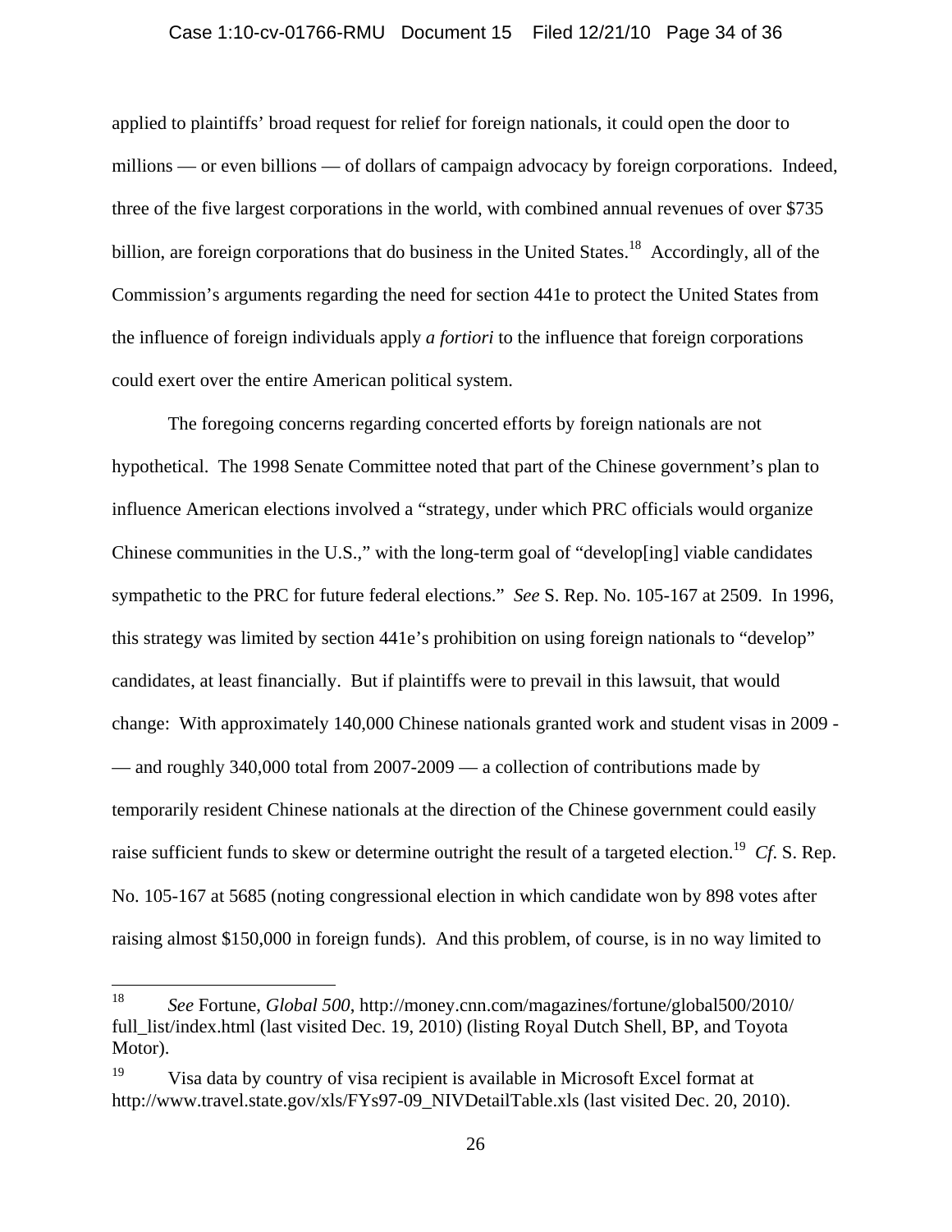applied to plaintiffs' broad request for relief for foreign nationals, it could open the door to millions — or even billions — of dollars of campaign advocacy by foreign corporations. Indeed, three of the five largest corporations in the world, with combined annual revenues of over $735 billion, are foreign corporations that do business in the United States.[18] Accordingly, all of the Commission's arguments regarding the need for section 441e to protect the United States from the influence of foreign individuals apply *a fortiori* to the influence that foreign corporations could exert over the entire American political system.

The foregoing concerns regarding concerted efforts by foreign nationals are not hypothetical. The 1998 Senate Committee noted that part of the Chinese government's plan to influence American elections involved a "strategy, under which PRC officials would organize Chinese communities in the U.S.," with the long-term goal of "develop[ing] viable candidates sympathetic to the PRC for future federal elections." *See* S. Rep. No. 105-167 at 2509. In 1996, this strategy was limited by section 441e's prohibition on using foreign nationals to "develop" candidates, at least financially. But if plaintiffs were to prevail in this lawsuit, that would change: With approximately 140,000 Chinese nationals granted work and student visas in 2009 -— and roughly 340,000 total from 2007-2009 — a collection of contributions made by temporarily resident Chinese nationals at the direction of the Chinese government could easily raise sufficient funds to skew or determine outright the result of a targeted election.[19] *Cf.* S. Rep. No. 105-167 at 5685 (noting congressional election in which candidate won by 898 votes after raising almost $150,000 in foreign funds). And this problem, of course, is in no way limited to

---

[18] *See* Fortune, *Global 500*, http://money.cnn.com/magazines/fortune/global500/2010/full_list/index.html (last visited Dec. 19, 2010) (listing Royal Dutch Shell, BP, and Toyota Motor).

[19] Visa data by country of visa recipient is available in Microsoft Excel format at http://www.travel.state.gov/xls/FYs97-09_NIVDetailTable.xls (last visited Dec. 20, 2010).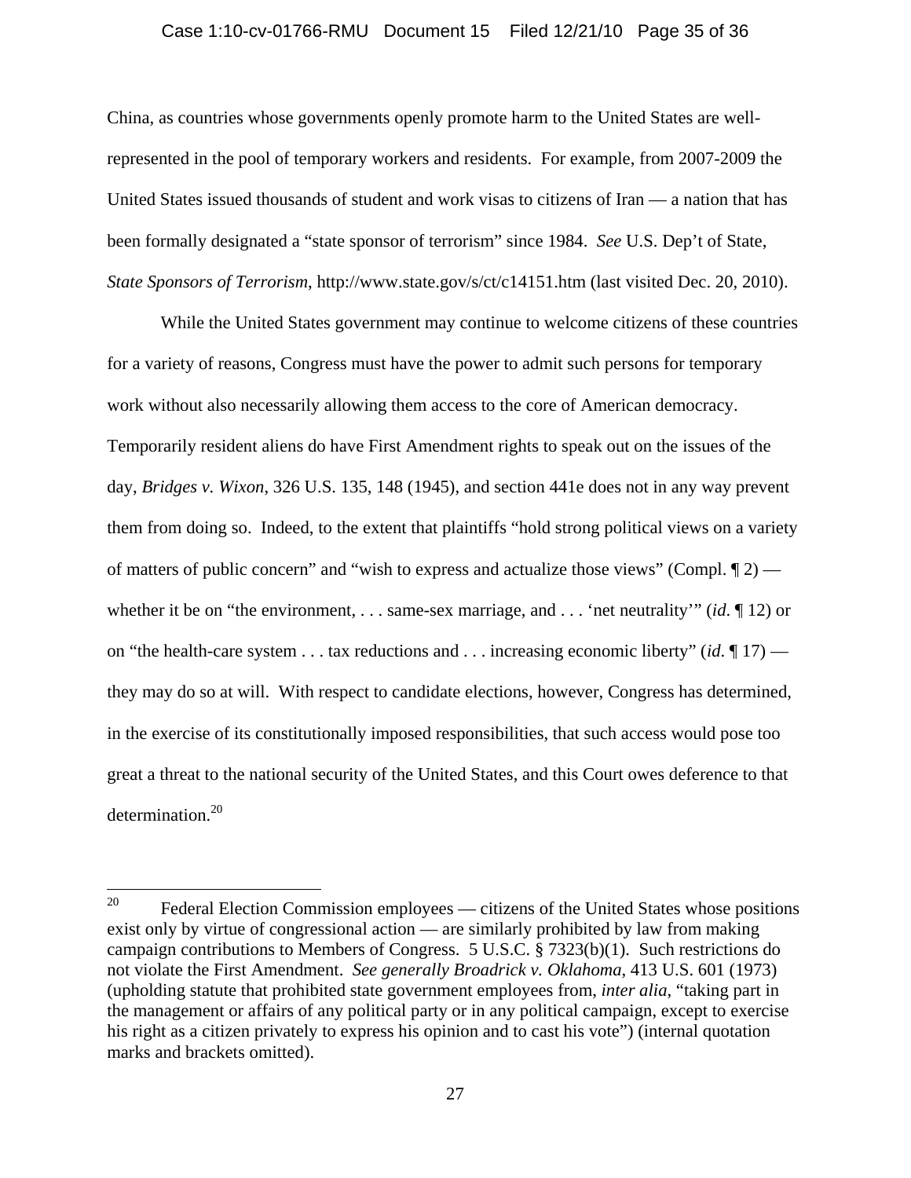China, as countries whose governments openly promote harm to the United States are well-represented in the pool of temporary workers and residents. For example, from 2007-2009 the United States issued thousands of student and work visas to citizens of Iran — a nation that has been formally designated a "state sponsor of terrorism" since 1984. *See* U.S. Dep't of State, *State Sponsors of Terrorism*, http://www.state.gov/s/ct/c14151.htm (last visited Dec. 20, 2010).

While the United States government may continue to welcome citizens of these countries for a variety of reasons, Congress must have the power to admit such persons for temporary work without also necessarily allowing them access to the core of American democracy. Temporarily resident aliens do have First Amendment rights to speak out on the issues of the day, *Bridges v. Wixon*, 326 U.S. 135, 148 (1945), and section 441e does not in any way prevent them from doing so. Indeed, to the extent that plaintiffs "hold strong political views on a variety of matters of public concern" and "wish to express and actualize those views" (Compl. ¶ 2) — whether it be on "the environment, . . . same-sex marriage, and . . . 'net neutrality'" (*id*. ¶ 12) or on "the health-care system . . . tax reductions and . . . increasing economic liberty" (*id*. ¶ 17) — they may do so at will. With respect to candidate elections, however, Congress has determined, in the exercise of its constitutionally imposed responsibilities, that such access would pose too great a threat to the national security of the United States, and this Court owes deference to that determination.[20]

[20] Federal Election Commission employees — citizens of the United States whose positions exist only by virtue of congressional action — are similarly prohibited by law from making campaign contributions to Members of Congress. 5 U.S.C. § 7323(b)(1). Such restrictions do not violate the First Amendment. *See generally Broadrick v. Oklahoma*, 413 U.S. 601 (1973) (upholding statute that prohibited state government employees from, *inter alia*, "taking part in the management or affairs of any political party or in any political campaign, except to exercise his right as a citizen privately to express his opinion and to cast his vote") (internal quotation marks and brackets omitted).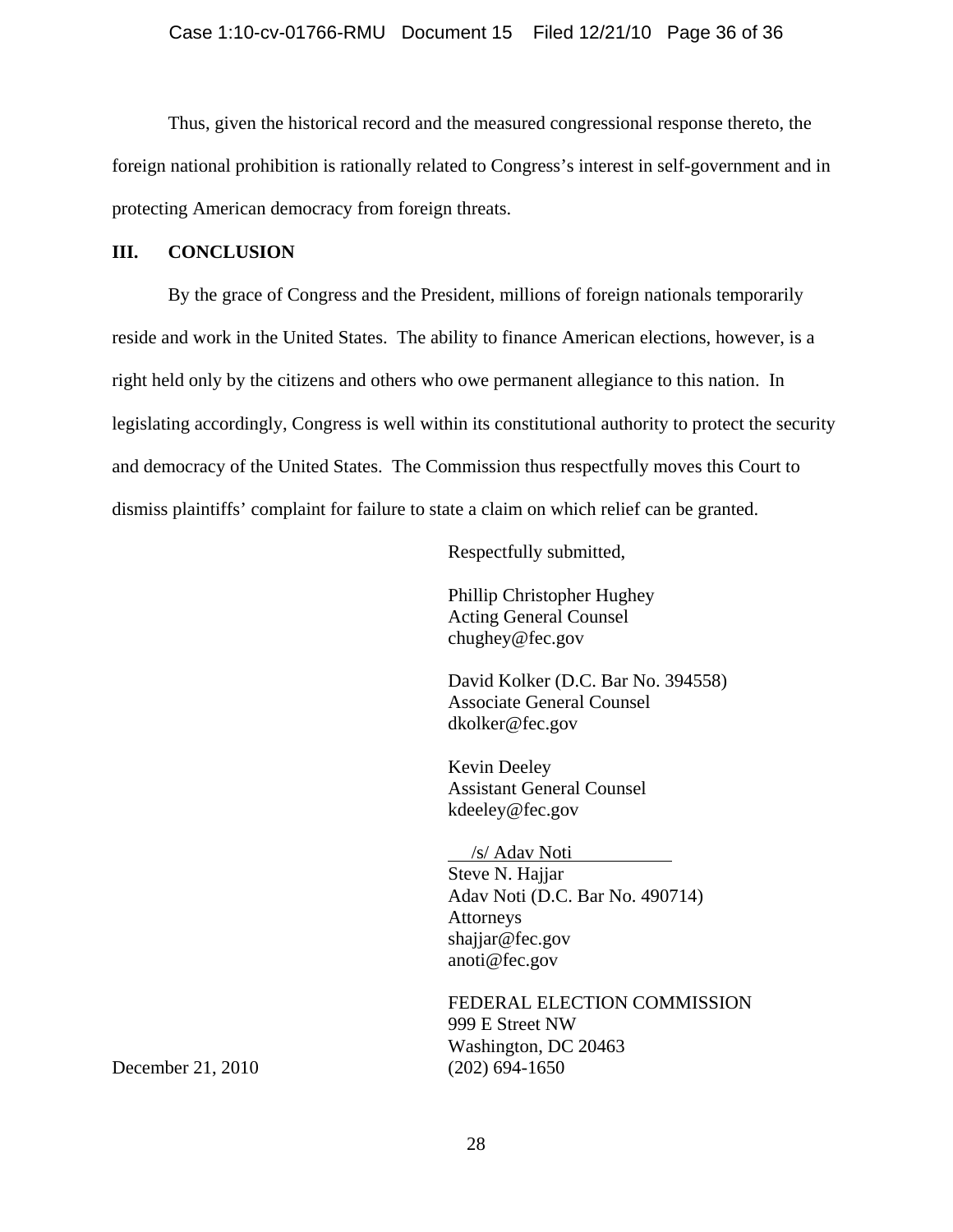Thus, given the historical record and the measured congressional response thereto, the foreign national prohibition is rationally related to Congress's interest in self-government and in protecting American democracy from foreign threats.

## III. CONCLUSION

By the grace of Congress and the President, millions of foreign nationals temporarily reside and work in the United States. The ability to finance American elections, however, is a right held only by the citizens and others who owe permanent allegiance to this nation. In legislating accordingly, Congress is well within its constitutional authority to protect the security and democracy of the United States. The Commission thus respectfully moves this Court to dismiss plaintiffs' complaint for failure to state a claim on which relief can be granted.

Respectfully submitted,

Phillip Christopher Hughey
Acting General Counsel
chughey@fec.gov

David Kolker (D.C. Bar No. 394558)
Associate General Counsel
dkolker@fec.gov

Kevin Deeley
Assistant General Counsel
kdeeley@fec.gov

/s/ Adav Noti
Steve N. Hajjar
Adav Noti (D.C. Bar No. 490714)
Attorneys
shajjar@fec.gov
anoti@fec.gov

FEDERAL ELECTION COMMISSION
999 E Street NW
Washington, DC 20463
(202) 694-1650

December 21, 2010